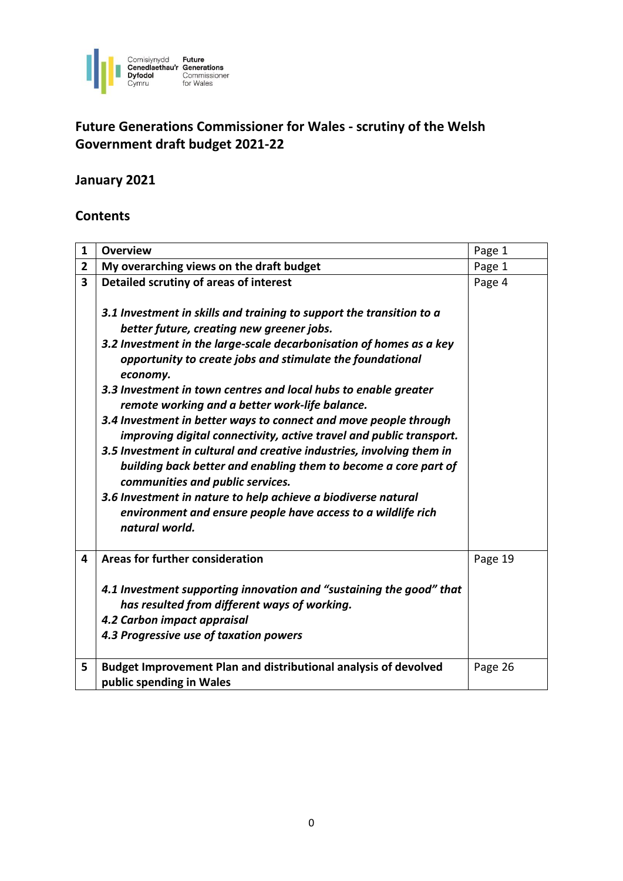Comisiynydd Cenedlaethau'r Dyfodol Cymru | Future Generations Commissioner for Wales

# Future Generations Commissioner for Wales - scrutiny of the Welsh Government draft budget 2021-22

## January 2021

## Contents

| | | |
|---|---|---|
| **1** | **Overview** | Page 1 |
| **2** | **My overarching views on the draft budget** | Page 1 |
| **3** | **Detailed scrutiny of areas of interest**<br><br>***3.1 Investment in skills and training to support the transition to a better future, creating new greener jobs.***<br>***3.2 Investment in the large-scale decarbonisation of homes as a key opportunity to create jobs and stimulate the foundational economy.***<br>***3.3 Investment in town centres and local hubs to enable greater remote working and a better work-life balance.***<br>***3.4 Investment in better ways to connect and move people through improving digital connectivity, active travel and public transport.***<br>***3.5 Investment in cultural and creative industries, involving them in building back better and enabling them to become a core part of communities and public services.***<br>***3.6 Investment in nature to help achieve a biodiverse natural environment and ensure people have access to a wildlife rich natural world.*** | Page 4 |
| **4** | **Areas for further consideration**<br><br>***4.1 Investment supporting innovation and "sustaining the good" that has resulted from different ways of working.***<br>***4.2 Carbon impact appraisal***<br>***4.3 Progressive use of taxation powers*** | Page 19 |
| **5** | **Budget Improvement Plan and distributional analysis of devolved public spending in Wales** | Page 26 |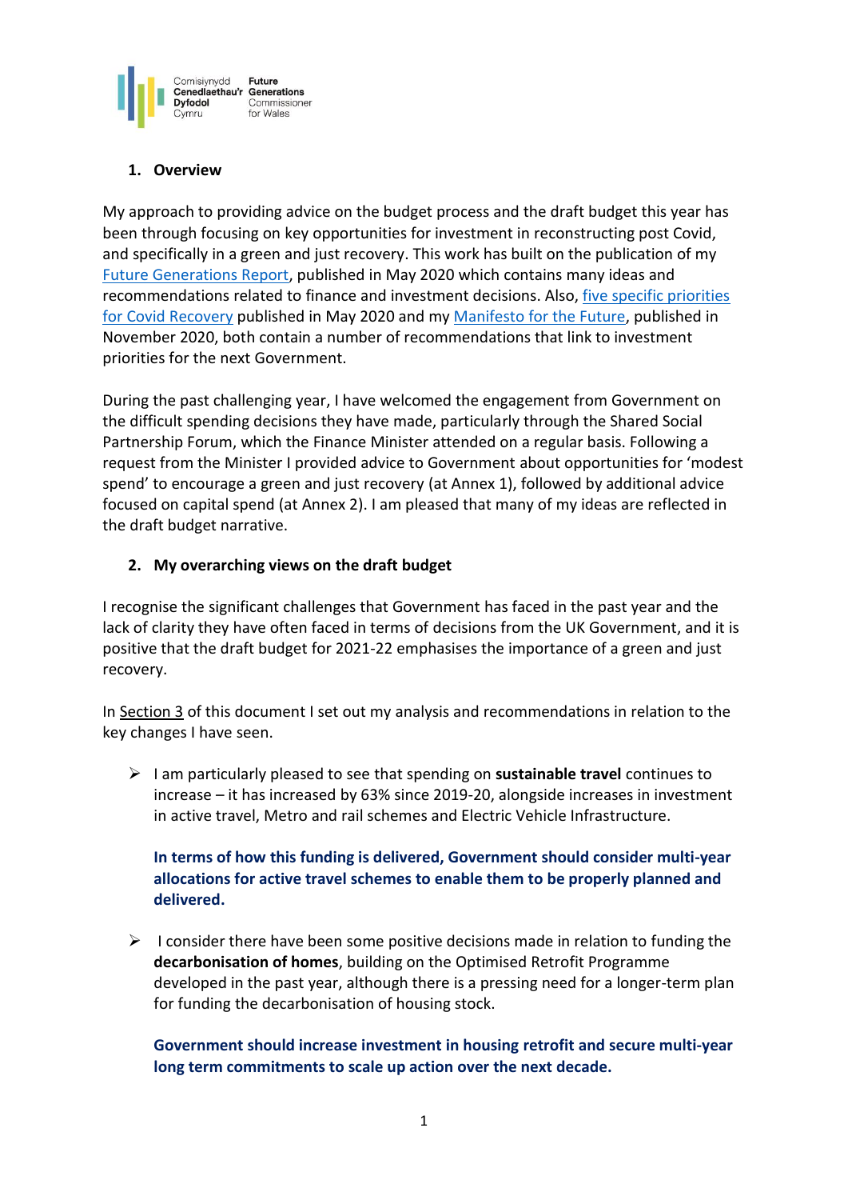## 1. Overview

My approach to providing advice on the budget process and the draft budget this year has been through focusing on key opportunities for investment in reconstructing post Covid, and specifically in a green and just recovery. This work has built on the publication of my Future Generations Report, published in May 2020 which contains many ideas and recommendations related to finance and investment decisions. Also, five specific priorities for Covid Recovery published in May 2020 and my Manifesto for the Future, published in November 2020, both contain a number of recommendations that link to investment priorities for the next Government.

During the past challenging year, I have welcomed the engagement from Government on the difficult spending decisions they have made, particularly through the Shared Social Partnership Forum, which the Finance Minister attended on a regular basis. Following a request from the Minister I provided advice to Government about opportunities for 'modest spend' to encourage a green and just recovery (at Annex 1), followed by additional advice focused on capital spend (at Annex 2). I am pleased that many of my ideas are reflected in the draft budget narrative.

## 2. My overarching views on the draft budget

I recognise the significant challenges that Government has faced in the past year and the lack of clarity they have often faced in terms of decisions from the UK Government, and it is positive that the draft budget for 2021-22 emphasises the importance of a green and just recovery.

In Section 3 of this document I set out my analysis and recommendations in relation to the key changes I have seen.

- I am particularly pleased to see that spending on **sustainable travel** continues to increase – it has increased by 63% since 2019-20, alongside increases in investment in active travel, Metro and rail schemes and Electric Vehicle Infrastructure.

  **In terms of how this funding is delivered, Government should consider multi-year allocations for active travel schemes to enable them to be properly planned and delivered.**

- I consider there have been some positive decisions made in relation to funding the **decarbonisation of homes**, building on the Optimised Retrofit Programme developed in the past year, although there is a pressing need for a longer-term plan for funding the decarbonisation of housing stock.

  **Government should increase investment in housing retrofit and secure multi-year long term commitments to scale up action over the next decade.**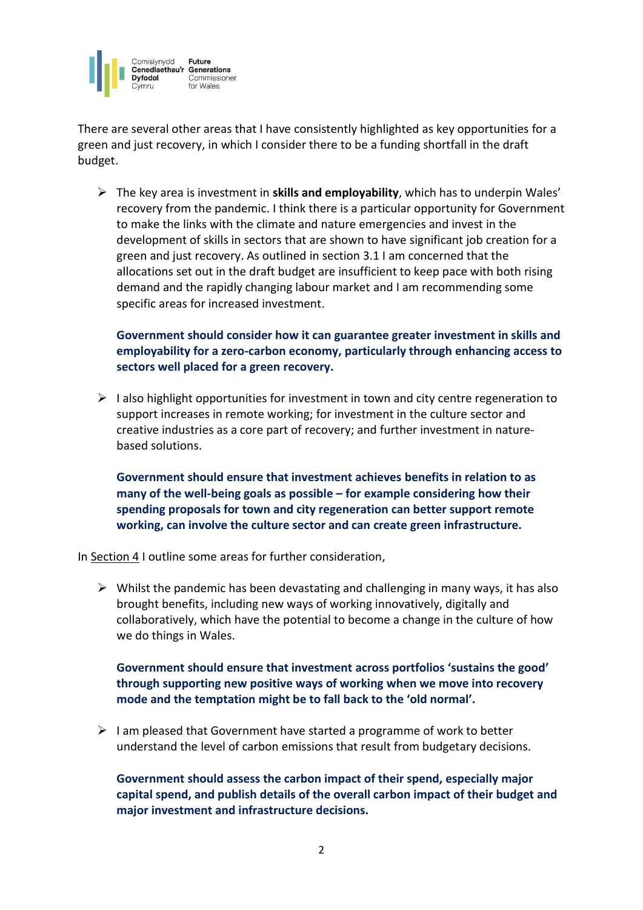There are several other areas that I have consistently highlighted as key opportunities for a green and just recovery, in which I consider there to be a funding shortfall in the draft budget.

- The key area is investment in **skills and employability**, which has to underpin Wales' recovery from the pandemic. I think there is a particular opportunity for Government to make the links with the climate and nature emergencies and invest in the development of skills in sectors that are shown to have significant job creation for a green and just recovery. As outlined in section 3.1 I am concerned that the allocations set out in the draft budget are insufficient to keep pace with both rising demand and the rapidly changing labour market and I am recommending some specific areas for increased investment.

  **Government should consider how it can guarantee greater investment in skills and employability for a zero-carbon economy, particularly through enhancing access to sectors well placed for a green recovery.**

- I also highlight opportunities for investment in town and city centre regeneration to support increases in remote working; for investment in the culture sector and creative industries as a core part of recovery; and further investment in nature-based solutions.

  **Government should ensure that investment achieves benefits in relation to as many of the well-being goals as possible – for example considering how their spending proposals for town and city regeneration can better support remote working, can involve the culture sector and can create green infrastructure.**

In Section 4 I outline some areas for further consideration,

- Whilst the pandemic has been devastating and challenging in many ways, it has also brought benefits, including new ways of working innovatively, digitally and collaboratively, which have the potential to become a change in the culture of how we do things in Wales.

  **Government should ensure that investment across portfolios 'sustains the good' through supporting new positive ways of working when we move into recovery mode and the temptation might be to fall back to the 'old normal'.**

- I am pleased that Government have started a programme of work to better understand the level of carbon emissions that result from budgetary decisions.

  **Government should assess the carbon impact of their spend, especially major capital spend, and publish details of the overall carbon impact of their budget and major investment and infrastructure decisions.**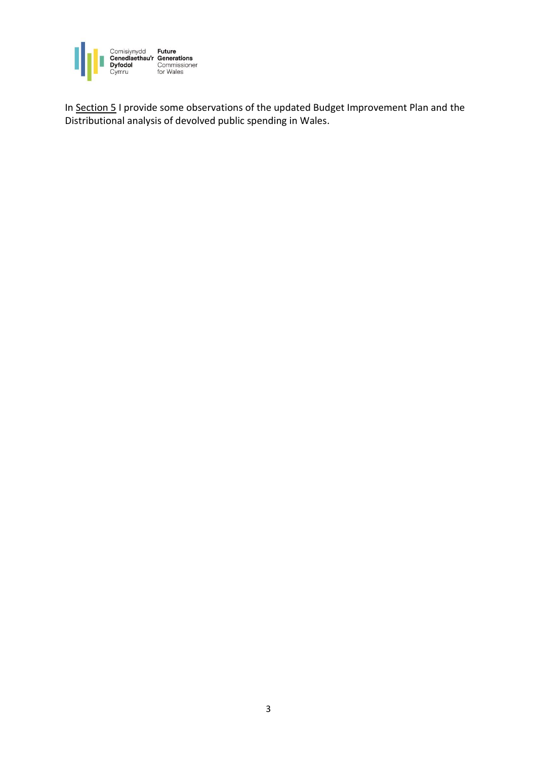In Section 5 I provide some observations of the updated Budget Improvement Plan and the Distributional analysis of devolved public spending in Wales.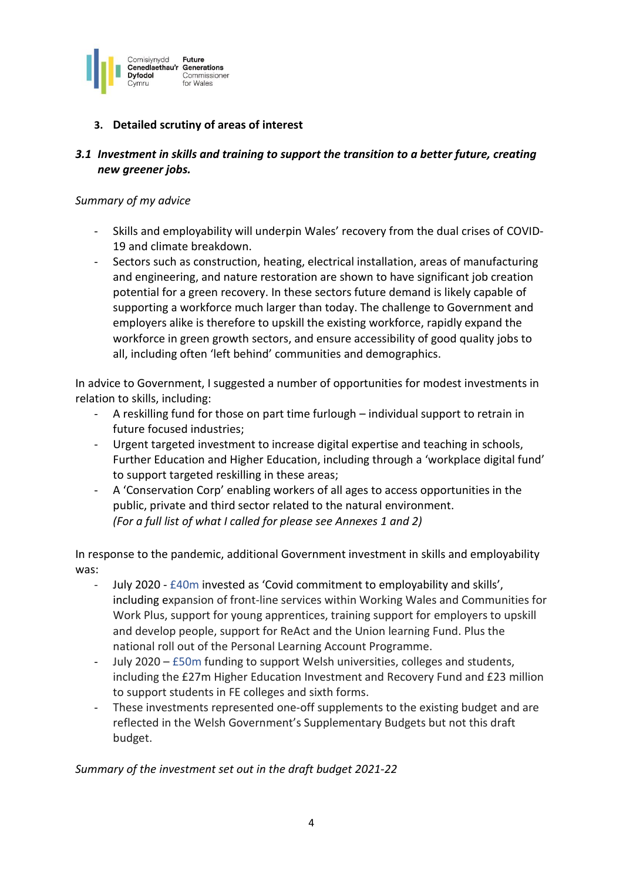### 3. Detailed scrutiny of areas of interest

#### *3.1 Investment in skills and training to support the transition to a better future, creating new greener jobs.*

*Summary of my advice*

- Skills and employability will underpin Wales' recovery from the dual crises of COVID-19 and climate breakdown.
- Sectors such as construction, heating, electrical installation, areas of manufacturing and engineering, and nature restoration are shown to have significant job creation potential for a green recovery. In these sectors future demand is likely capable of supporting a workforce much larger than today. The challenge to Government and employers alike is therefore to upskill the existing workforce, rapidly expand the workforce in green growth sectors, and ensure accessibility of good quality jobs to all, including often 'left behind' communities and demographics.

In advice to Government, I suggested a number of opportunities for modest investments in relation to skills, including:

- A reskilling fund for those on part time furlough – individual support to retrain in future focused industries;
- Urgent targeted investment to increase digital expertise and teaching in schools, Further Education and Higher Education, including through a 'workplace digital fund' to support targeted reskilling in these areas;
- A 'Conservation Corp' enabling workers of all ages to access opportunities in the public, private and third sector related to the natural environment.
  *(For a full list of what I called for please see Annexes 1 and 2)*

In response to the pandemic, additional Government investment in skills and employability was:

- July 2020 - £40m invested as 'Covid commitment to employability and skills', including expansion of front-line services within Working Wales and Communities for Work Plus, support for young apprentices, training support for employers to upskill and develop people, support for ReAct and the Union learning Fund. Plus the national roll out of the Personal Learning Account Programme.
- July 2020 – £50m funding to support Welsh universities, colleges and students, including the £27m Higher Education Investment and Recovery Fund and £23 million to support students in FE colleges and sixth forms.
- These investments represented one-off supplements to the existing budget and are reflected in the Welsh Government's Supplementary Budgets but not this draft budget.

*Summary of the investment set out in the draft budget 2021-22*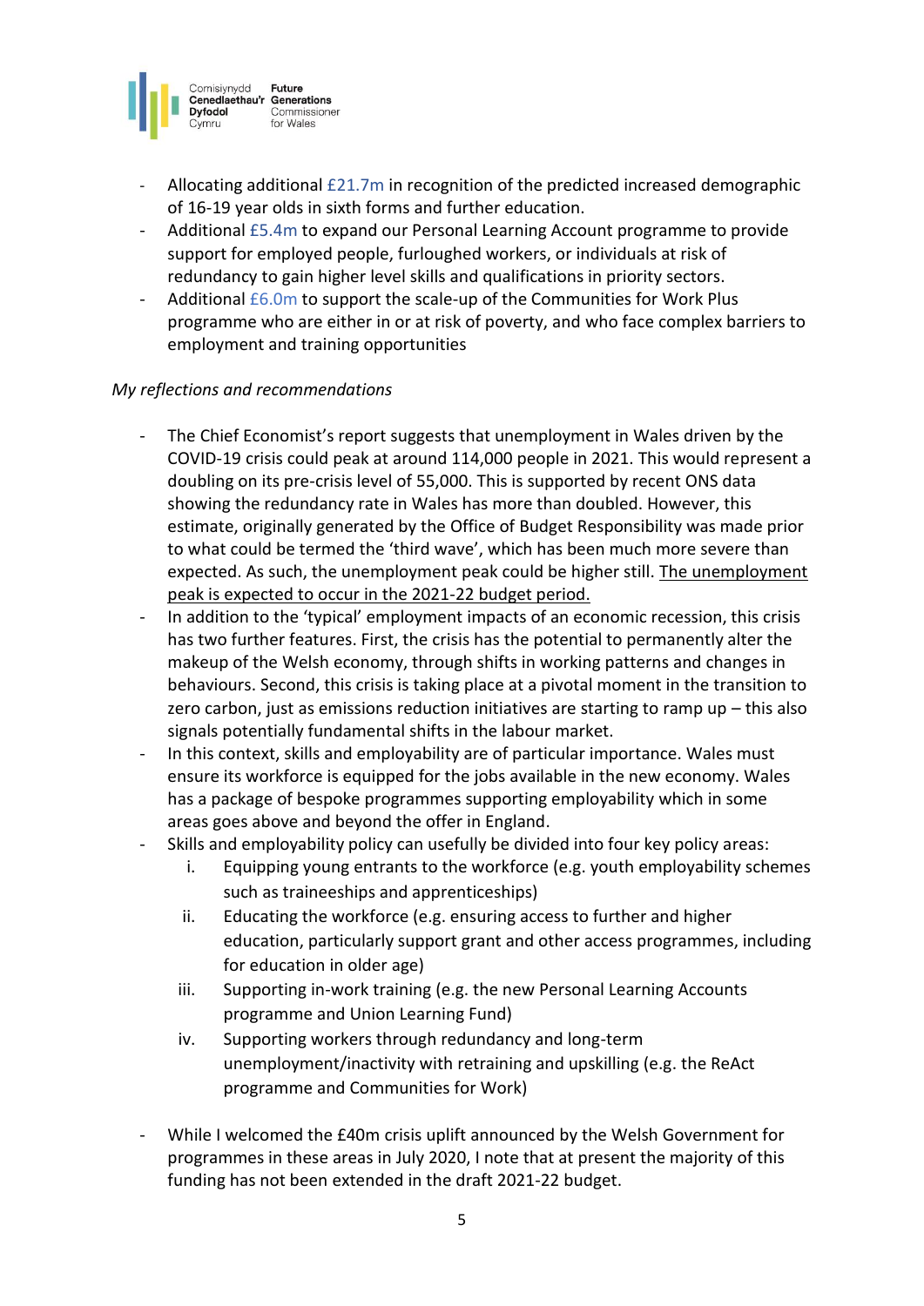- Allocating additional £21.7m in recognition of the predicted increased demographic of 16-19 year olds in sixth forms and further education.
- Additional £5.4m to expand our Personal Learning Account programme to provide support for employed people, furloughed workers, or individuals at risk of redundancy to gain higher level skills and qualifications in priority sectors.
- Additional £6.0m to support the scale-up of the Communities for Work Plus programme who are either in or at risk of poverty, and who face complex barriers to employment and training opportunities

*My reflections and recommendations*

- The Chief Economist's report suggests that unemployment in Wales driven by the COVID-19 crisis could peak at around 114,000 people in 2021. This would represent a doubling on its pre-crisis level of 55,000. This is supported by recent ONS data showing the redundancy rate in Wales has more than doubled. However, this estimate, originally generated by the Office of Budget Responsibility was made prior to what could be termed the 'third wave', which has been much more severe than expected. As such, the unemployment peak could be higher still. <u>The unemployment peak is expected to occur in the 2021-22 budget period.</u>
- In addition to the 'typical' employment impacts of an economic recession, this crisis has two further features. First, the crisis has the potential to permanently alter the makeup of the Welsh economy, through shifts in working patterns and changes in behaviours. Second, this crisis is taking place at a pivotal moment in the transition to zero carbon, just as emissions reduction initiatives are starting to ramp up – this also signals potentially fundamental shifts in the labour market.
- In this context, skills and employability are of particular importance. Wales must ensure its workforce is equipped for the jobs available in the new economy. Wales has a package of bespoke programmes supporting employability which in some areas goes above and beyond the offer in England.
- Skills and employability policy can usefully be divided into four key policy areas:
    i. Equipping young entrants to the workforce (e.g. youth employability schemes such as traineeships and apprenticeships)
    ii. Educating the workforce (e.g. ensuring access to further and higher education, particularly support grant and other access programmes, including for education in older age)
    iii. Supporting in-work training (e.g. the new Personal Learning Accounts programme and Union Learning Fund)
    iv. Supporting workers through redundancy and long-term unemployment/inactivity with retraining and upskilling (e.g. the ReAct programme and Communities for Work)

- While I welcomed the £40m crisis uplift announced by the Welsh Government for programmes in these areas in July 2020, I note that at present the majority of this funding has not been extended in the draft 2021-22 budget.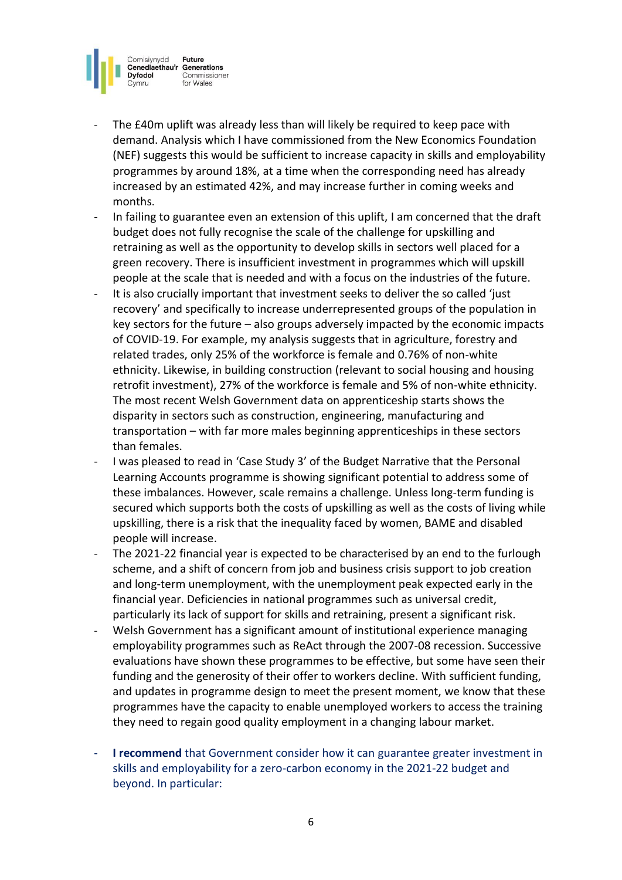- The £40m uplift was already less than will likely be required to keep pace with demand. Analysis which I have commissioned from the New Economics Foundation (NEF) suggests this would be sufficient to increase capacity in skills and employability programmes by around 18%, at a time when the corresponding need has already increased by an estimated 42%, and may increase further in coming weeks and months.
- In failing to guarantee even an extension of this uplift, I am concerned that the draft budget does not fully recognise the scale of the challenge for upskilling and retraining as well as the opportunity to develop skills in sectors well placed for a green recovery. There is insufficient investment in programmes which will upskill people at the scale that is needed and with a focus on the industries of the future.
- It is also crucially important that investment seeks to deliver the so called 'just recovery' and specifically to increase underrepresented groups of the population in key sectors for the future – also groups adversely impacted by the economic impacts of COVID-19. For example, my analysis suggests that in agriculture, forestry and related trades, only 25% of the workforce is female and 0.76% of non-white ethnicity. Likewise, in building construction (relevant to social housing and housing retrofit investment), 27% of the workforce is female and 5% of non-white ethnicity. The most recent Welsh Government data on apprenticeship starts shows the disparity in sectors such as construction, engineering, manufacturing and transportation – with far more males beginning apprenticeships in these sectors than females.
- I was pleased to read in 'Case Study 3' of the Budget Narrative that the Personal Learning Accounts programme is showing significant potential to address some of these imbalances. However, scale remains a challenge. Unless long-term funding is secured which supports both the costs of upskilling as well as the costs of living while upskilling, there is a risk that the inequality faced by women, BAME and disabled people will increase.
- The 2021-22 financial year is expected to be characterised by an end to the furlough scheme, and a shift of concern from job and business crisis support to job creation and long-term unemployment, with the unemployment peak expected early in the financial year. Deficiencies in national programmes such as universal credit, particularly its lack of support for skills and retraining, present a significant risk.
- Welsh Government has a significant amount of institutional experience managing employability programmes such as ReAct through the 2007-08 recession. Successive evaluations have shown these programmes to be effective, but some have seen their funding and the generosity of their offer to workers decline. With sufficient funding, and updates in programme design to meet the present moment, we know that these programmes have the capacity to enable unemployed workers to access the training they need to regain good quality employment in a changing labour market.

- **I recommend** that Government consider how it can guarantee greater investment in skills and employability for a zero-carbon economy in the 2021-22 budget and beyond. In particular: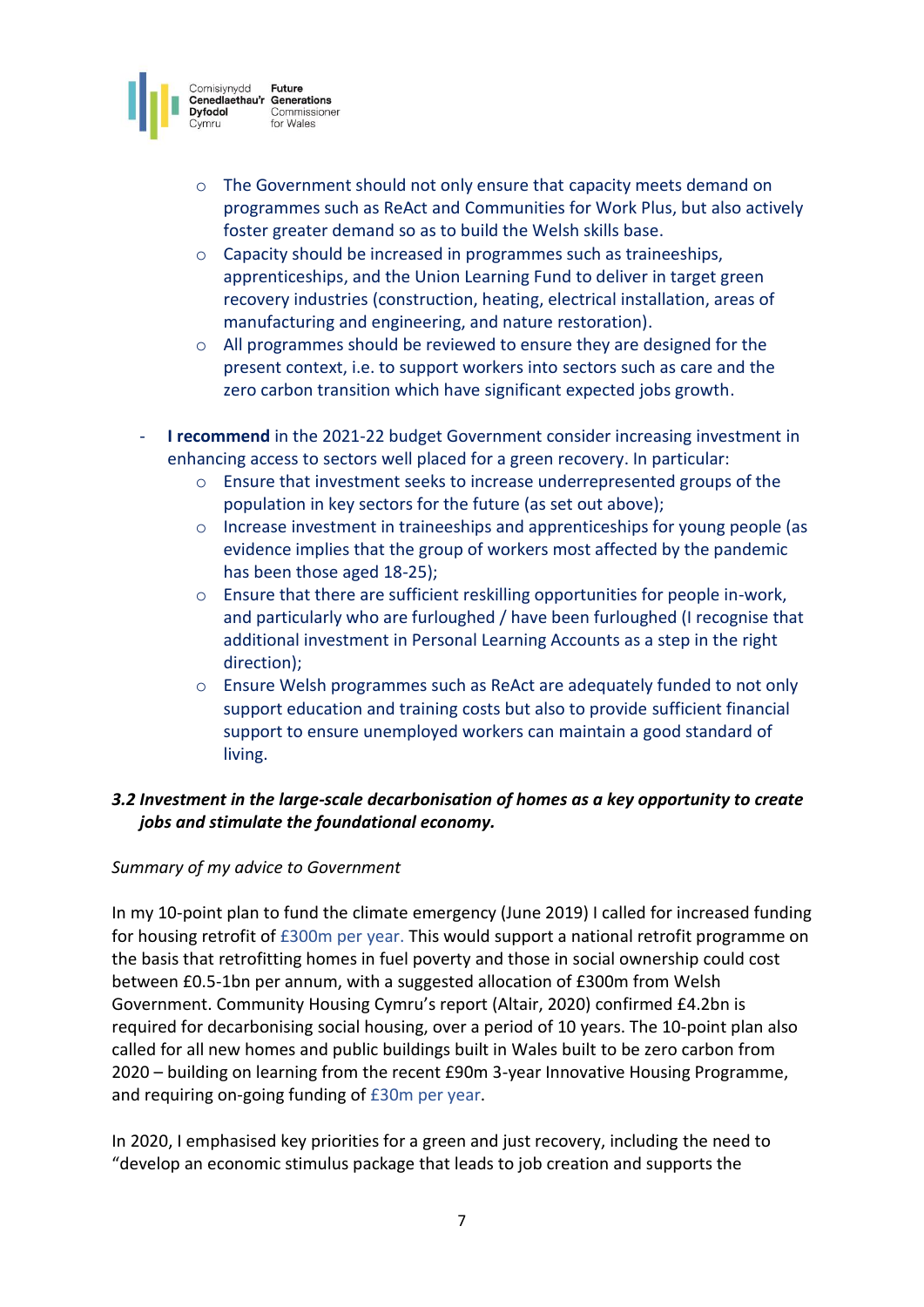- The Government should not only ensure that capacity meets demand on programmes such as ReAct and Communities for Work Plus, but also actively foster greater demand so as to build the Welsh skills base.
    - Capacity should be increased in programmes such as traineeships, apprenticeships, and the Union Learning Fund to deliver in target green recovery industries (construction, heating, electrical installation, areas of manufacturing and engineering, and nature restoration).
    - All programmes should be reviewed to ensure they are designed for the present context, i.e. to support workers into sectors such as care and the zero carbon transition which have significant expected jobs growth.

- **I recommend** in the 2021-22 budget Government consider increasing investment in enhancing access to sectors well placed for a green recovery. In particular:
    - Ensure that investment seeks to increase underrepresented groups of the population in key sectors for the future (as set out above);
    - Increase investment in traineeships and apprenticeships for young people (as evidence implies that the group of workers most affected by the pandemic has been those aged 18-25);
    - Ensure that there are sufficient reskilling opportunities for people in-work, and particularly who are furloughed / have been furloughed (I recognise that additional investment in Personal Learning Accounts as a step in the right direction);
    - Ensure Welsh programmes such as ReAct are adequately funded to not only support education and training costs but also to provide sufficient financial support to ensure unemployed workers can maintain a good standard of living.

### *3.2 Investment in the large-scale decarbonisation of homes as a key opportunity to create jobs and stimulate the foundational economy.*

*Summary of my advice to Government*

In my 10-point plan to fund the climate emergency (June 2019) I called for increased funding for housing retrofit of £300m per year. This would support a national retrofit programme on the basis that retrofitting homes in fuel poverty and those in social ownership could cost between £0.5-1bn per annum, with a suggested allocation of £300m from Welsh Government. Community Housing Cymru's report (Altair, 2020) confirmed £4.2bn is required for decarbonising social housing, over a period of 10 years. The 10-point plan also called for all new homes and public buildings built in Wales built to be zero carbon from 2020 – building on learning from the recent £90m 3-year Innovative Housing Programme, and requiring on-going funding of £30m per year.

In 2020, I emphasised key priorities for a green and just recovery, including the need to "develop an economic stimulus package that leads to job creation and supports the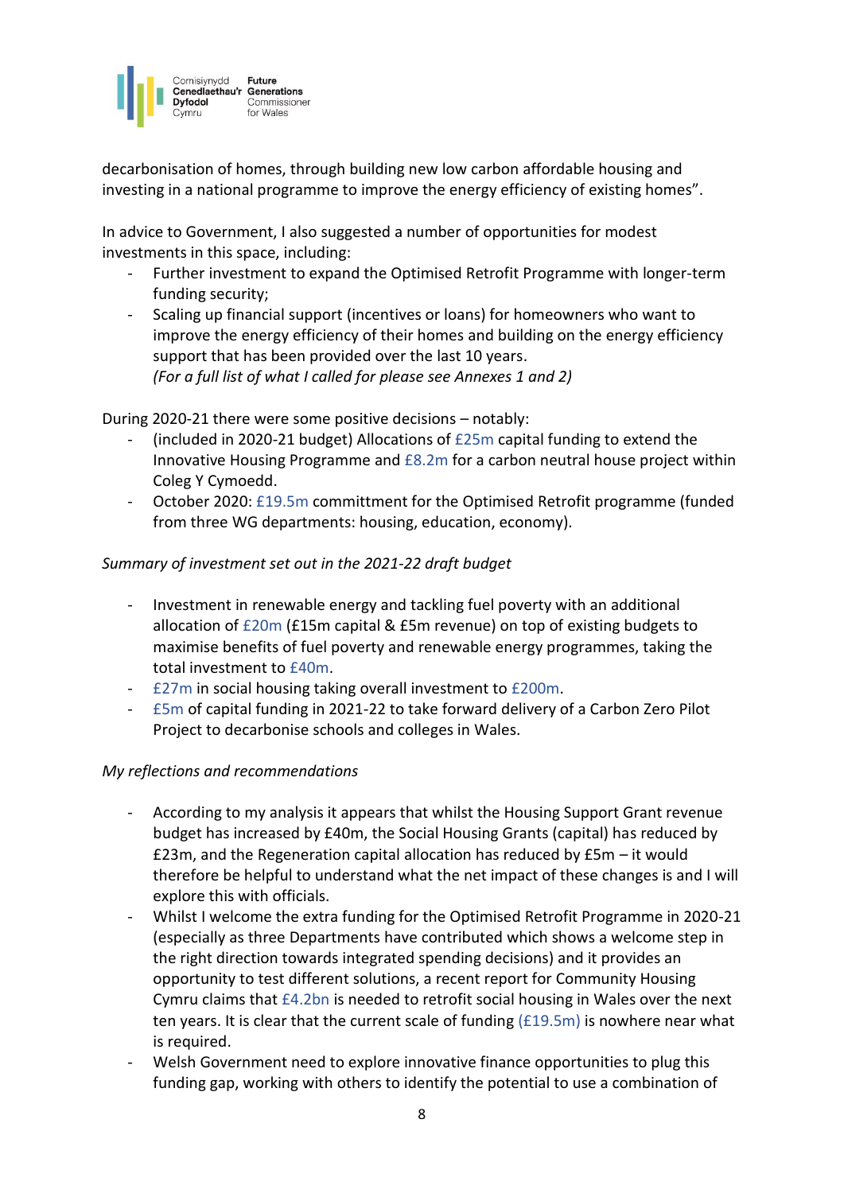decarbonisation of homes, through building new low carbon affordable housing and investing in a national programme to improve the energy efficiency of existing homes".

In advice to Government, I also suggested a number of opportunities for modest investments in this space, including:

- Further investment to expand the Optimised Retrofit Programme with longer-term funding security;
- Scaling up financial support (incentives or loans) for homeowners who want to improve the energy efficiency of their homes and building on the energy efficiency support that has been provided over the last 10 years.
  *(For a full list of what I called for please see Annexes 1 and 2)*

During 2020-21 there were some positive decisions – notably:

- (included in 2020-21 budget) Allocations of £25m capital funding to extend the Innovative Housing Programme and £8.2m for a carbon neutral house project within Coleg Y Cymoedd.
- October 2020: £19.5m committment for the Optimised Retrofit programme (funded from three WG departments: housing, education, economy).

*Summary of investment set out in the 2021-22 draft budget*

- Investment in renewable energy and tackling fuel poverty with an additional allocation of £20m (£15m capital & £5m revenue) on top of existing budgets to maximise benefits of fuel poverty and renewable energy programmes, taking the total investment to £40m.
- £27m in social housing taking overall investment to £200m.
- £5m of capital funding in 2021-22 to take forward delivery of a Carbon Zero Pilot Project to decarbonise schools and colleges in Wales.

*My reflections and recommendations*

- According to my analysis it appears that whilst the Housing Support Grant revenue budget has increased by £40m, the Social Housing Grants (capital) has reduced by £23m, and the Regeneration capital allocation has reduced by £5m – it would therefore be helpful to understand what the net impact of these changes is and I will explore this with officials.
- Whilst I welcome the extra funding for the Optimised Retrofit Programme in 2020-21 (especially as three Departments have contributed which shows a welcome step in the right direction towards integrated spending decisions) and it provides an opportunity to test different solutions, a recent report for Community Housing Cymru claims that £4.2bn is needed to retrofit social housing in Wales over the next ten years. It is clear that the current scale of funding (£19.5m) is nowhere near what is required.
- Welsh Government need to explore innovative finance opportunities to plug this funding gap, working with others to identify the potential to use a combination of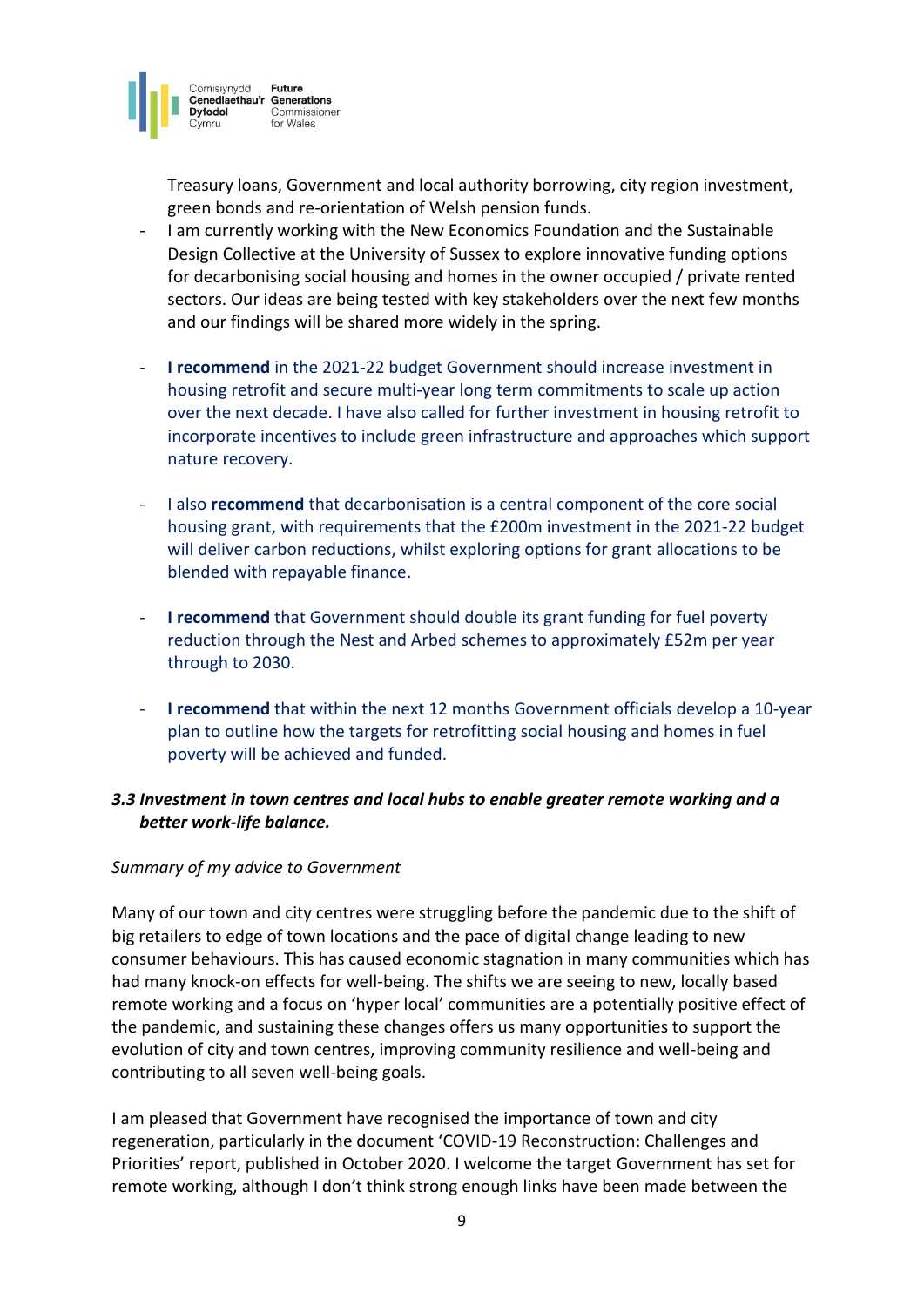Treasury loans, Government and local authority borrowing, city region investment, green bonds and re-orientation of Welsh pension funds.

- I am currently working with the New Economics Foundation and the Sustainable Design Collective at the University of Sussex to explore innovative funding options for decarbonising social housing and homes in the owner occupied / private rented sectors. Our ideas are being tested with key stakeholders over the next few months and our findings will be shared more widely in the spring.

- **I recommend** in the 2021-22 budget Government should increase investment in housing retrofit and secure multi-year long term commitments to scale up action over the next decade. I have also called for further investment in housing retrofit to incorporate incentives to include green infrastructure and approaches which support nature recovery.

- I also **recommend** that decarbonisation is a central component of the core social housing grant, with requirements that the £200m investment in the 2021-22 budget will deliver carbon reductions, whilst exploring options for grant allocations to be blended with repayable finance.

- **I recommend** that Government should double its grant funding for fuel poverty reduction through the Nest and Arbed schemes to approximately £52m per year through to 2030.

- **I recommend** that within the next 12 months Government officials develop a 10-year plan to outline how the targets for retrofitting social housing and homes in fuel poverty will be achieved and funded.

### *3.3 Investment in town centres and local hubs to enable greater remote working and a better work-life balance.*

*Summary of my advice to Government*

Many of our town and city centres were struggling before the pandemic due to the shift of big retailers to edge of town locations and the pace of digital change leading to new consumer behaviours. This has caused economic stagnation in many communities which has had many knock-on effects for well-being. The shifts we are seeing to new, locally based remote working and a focus on 'hyper local' communities are a potentially positive effect of the pandemic, and sustaining these changes offers us many opportunities to support the evolution of city and town centres, improving community resilience and well-being and contributing to all seven well-being goals.

I am pleased that Government have recognised the importance of town and city regeneration, particularly in the document 'COVID-19 Reconstruction: Challenges and Priorities' report, published in October 2020. I welcome the target Government has set for remote working, although I don't think strong enough links have been made between the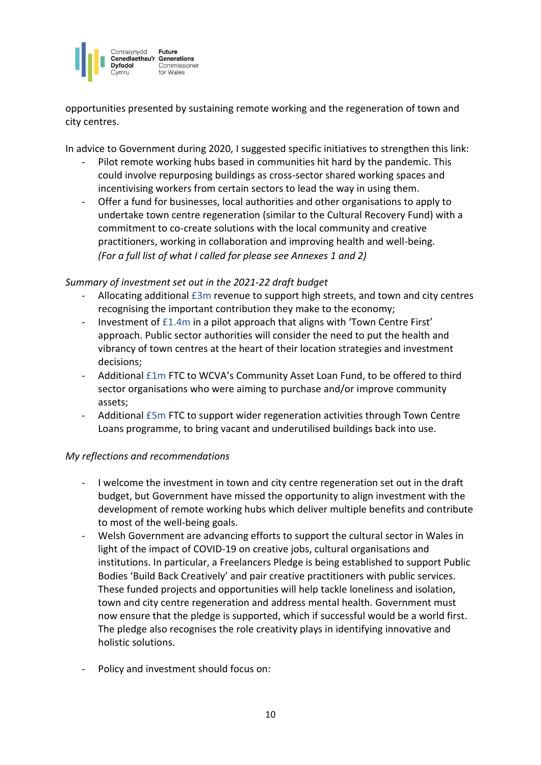opportunities presented by sustaining remote working and the regeneration of town and city centres.

In advice to Government during 2020, I suggested specific initiatives to strengthen this link:

- Pilot remote working hubs based in communities hit hard by the pandemic. This could involve repurposing buildings as cross-sector shared working spaces and incentivising workers from certain sectors to lead the way in using them.
- Offer a fund for businesses, local authorities and other organisations to apply to undertake town centre regeneration (similar to the Cultural Recovery Fund) with a commitment to co-create solutions with the local community and creative practitioners, working in collaboration and improving health and well-being. *(For a full list of what I called for please see Annexes 1 and 2)*

*Summary of investment set out in the 2021-22 draft budget*

- Allocating additional £3m revenue to support high streets, and town and city centres recognising the important contribution they make to the economy;
- Investment of £1.4m in a pilot approach that aligns with 'Town Centre First' approach. Public sector authorities will consider the need to put the health and vibrancy of town centres at the heart of their location strategies and investment decisions;
- Additional £1m FTC to WCVA's Community Asset Loan Fund, to be offered to third sector organisations who were aiming to purchase and/or improve community assets;
- Additional £5m FTC to support wider regeneration activities through Town Centre Loans programme, to bring vacant and underutilised buildings back into use.

*My reflections and recommendations*

- I welcome the investment in town and city centre regeneration set out in the draft budget, but Government have missed the opportunity to align investment with the development of remote working hubs which deliver multiple benefits and contribute to most of the well-being goals.
- Welsh Government are advancing efforts to support the cultural sector in Wales in light of the impact of COVID-19 on creative jobs, cultural organisations and institutions. In particular, a Freelancers Pledge is being established to support Public Bodies 'Build Back Creatively' and pair creative practitioners with public services. These funded projects and opportunities will help tackle loneliness and isolation, town and city centre regeneration and address mental health. Government must now ensure that the pledge is supported, which if successful would be a world first. The pledge also recognises the role creativity plays in identifying innovative and holistic solutions.
- Policy and investment should focus on: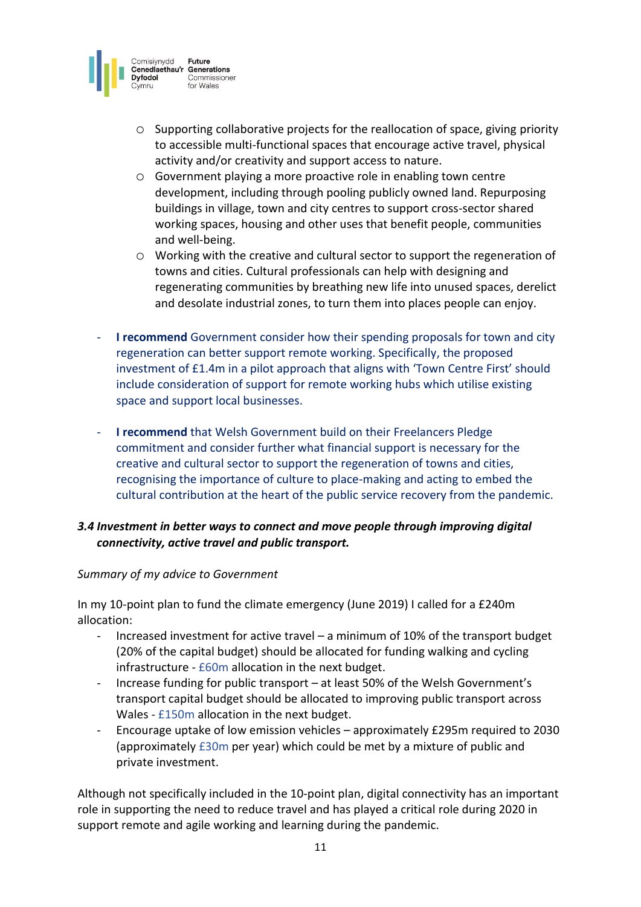- Supporting collaborative projects for the reallocation of space, giving priority to accessible multi-functional spaces that encourage active travel, physical activity and/or creativity and support access to nature.
- Government playing a more proactive role in enabling town centre development, including through pooling publicly owned land. Repurposing buildings in village, town and city centres to support cross-sector shared working spaces, housing and other uses that benefit people, communities and well-being.
- Working with the creative and cultural sector to support the regeneration of towns and cities. Cultural professionals can help with designing and regenerating communities by breathing new life into unused spaces, derelict and desolate industrial zones, to turn them into places people can enjoy.

- **I recommend** Government consider how their spending proposals for town and city regeneration can better support remote working. Specifically, the proposed investment of £1.4m in a pilot approach that aligns with 'Town Centre First' should include consideration of support for remote working hubs which utilise existing space and support local businesses.

- **I recommend** that Welsh Government build on their Freelancers Pledge commitment and consider further what financial support is necessary for the creative and cultural sector to support the regeneration of towns and cities, recognising the importance of culture to place-making and acting to embed the cultural contribution at the heart of the public service recovery from the pandemic.

### *3.4 Investment in better ways to connect and move people through improving digital connectivity, active travel and public transport.*

*Summary of my advice to Government*

In my 10-point plan to fund the climate emergency (June 2019) I called for a £240m allocation:

- Increased investment for active travel – a minimum of 10% of the transport budget (20% of the capital budget) should be allocated for funding walking and cycling infrastructure - £60m allocation in the next budget.
- Increase funding for public transport – at least 50% of the Welsh Government's transport capital budget should be allocated to improving public transport across Wales - £150m allocation in the next budget.
- Encourage uptake of low emission vehicles – approximately £295m required to 2030 (approximately £30m per year) which could be met by a mixture of public and private investment.

Although not specifically included in the 10-point plan, digital connectivity has an important role in supporting the need to reduce travel and has played a critical role during 2020 in support remote and agile working and learning during the pandemic.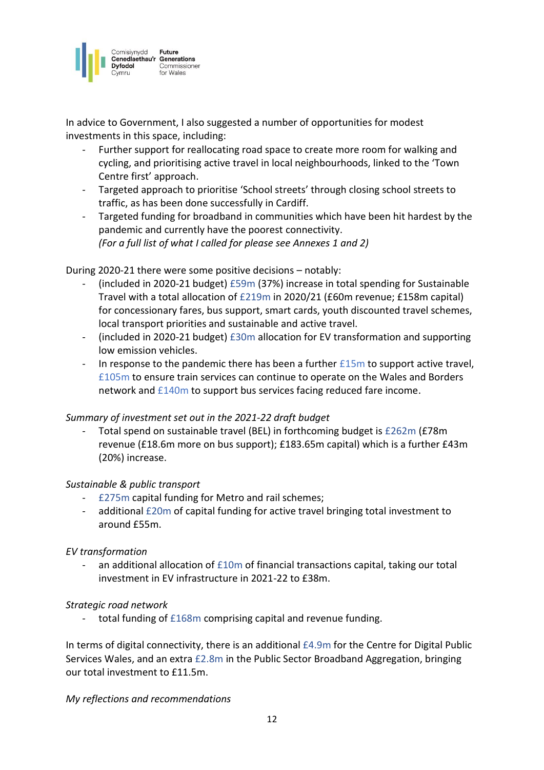In advice to Government, I also suggested a number of opportunities for modest investments in this space, including:

- Further support for reallocating road space to create more room for walking and cycling, and prioritising active travel in local neighbourhoods, linked to the 'Town Centre first' approach.
- Targeted approach to prioritise 'School streets' through closing school streets to traffic, as has been done successfully in Cardiff.
- Targeted funding for broadband in communities which have been hit hardest by the pandemic and currently have the poorest connectivity.
  *(For a full list of what I called for please see Annexes 1 and 2)*

During 2020-21 there were some positive decisions – notably:

- (included in 2020-21 budget) £59m (37%) increase in total spending for Sustainable Travel with a total allocation of £219m in 2020/21 (£60m revenue; £158m capital) for concessionary fares, bus support, smart cards, youth discounted travel schemes, local transport priorities and sustainable and active travel.
- (included in 2020-21 budget) £30m allocation for EV transformation and supporting low emission vehicles.
- In response to the pandemic there has been a further £15m to support active travel, £105m to ensure train services can continue to operate on the Wales and Borders network and £140m to support bus services facing reduced fare income.

*Summary of investment set out in the 2021-22 draft budget*

- Total spend on sustainable travel (BEL) in forthcoming budget is £262m (£78m revenue (£18.6m more on bus support); £183.65m capital) which is a further £43m (20%) increase.

*Sustainable & public transport*

- £275m capital funding for Metro and rail schemes;
- additional £20m of capital funding for active travel bringing total investment to around £55m.

*EV transformation*

- an additional allocation of £10m of financial transactions capital, taking our total investment in EV infrastructure in 2021-22 to £38m.

*Strategic road network*

- total funding of £168m comprising capital and revenue funding.

In terms of digital connectivity, there is an additional £4.9m for the Centre for Digital Public Services Wales, and an extra £2.8m in the Public Sector Broadband Aggregation, bringing our total investment to £11.5m.

*My reflections and recommendations*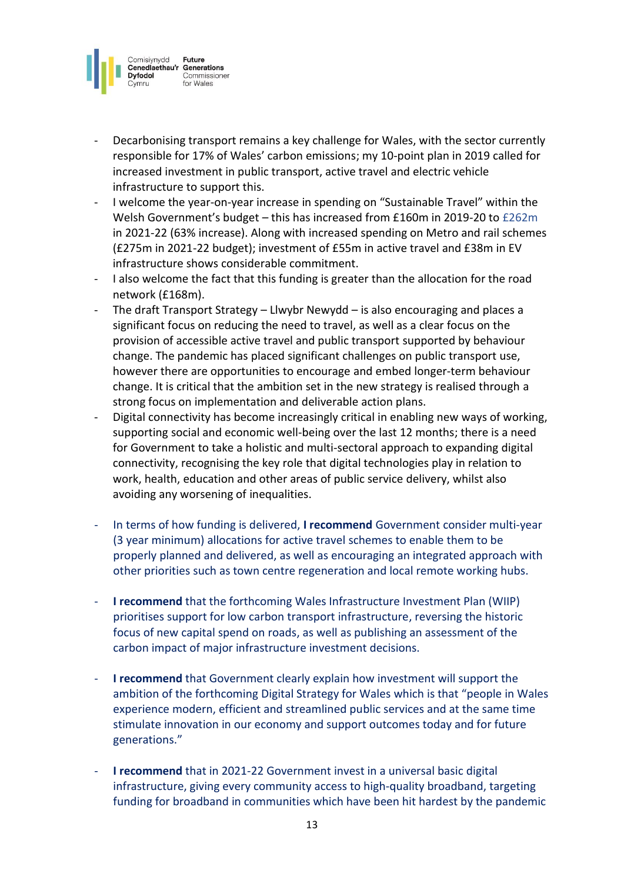- Decarbonising transport remains a key challenge for Wales, with the sector currently responsible for 17% of Wales' carbon emissions; my 10-point plan in 2019 called for increased investment in public transport, active travel and electric vehicle infrastructure to support this.
- I welcome the year-on-year increase in spending on "Sustainable Travel" within the Welsh Government's budget – this has increased from £160m in 2019-20 to £262m in 2021-22 (63% increase). Along with increased spending on Metro and rail schemes (£275m in 2021-22 budget); investment of £55m in active travel and £38m in EV infrastructure shows considerable commitment.
- I also welcome the fact that this funding is greater than the allocation for the road network (£168m).
- The draft Transport Strategy – Llwybr Newydd – is also encouraging and places a significant focus on reducing the need to travel, as well as a clear focus on the provision of accessible active travel and public transport supported by behaviour change. The pandemic has placed significant challenges on public transport use, however there are opportunities to encourage and embed longer-term behaviour change. It is critical that the ambition set in the new strategy is realised through a strong focus on implementation and deliverable action plans.
- Digital connectivity has become increasingly critical in enabling new ways of working, supporting social and economic well-being over the last 12 months; there is a need for Government to take a holistic and multi-sectoral approach to expanding digital connectivity, recognising the key role that digital technologies play in relation to work, health, education and other areas of public service delivery, whilst also avoiding any worsening of inequalities.

- In terms of how funding is delivered, **I recommend** Government consider multi-year (3 year minimum) allocations for active travel schemes to enable them to be properly planned and delivered, as well as encouraging an integrated approach with other priorities such as town centre regeneration and local remote working hubs.

- **I recommend** that the forthcoming Wales Infrastructure Investment Plan (WIIP) prioritises support for low carbon transport infrastructure, reversing the historic focus of new capital spend on roads, as well as publishing an assessment of the carbon impact of major infrastructure investment decisions.

- **I recommend** that Government clearly explain how investment will support the ambition of the forthcoming Digital Strategy for Wales which is that "people in Wales experience modern, efficient and streamlined public services and at the same time stimulate innovation in our economy and support outcomes today and for future generations."

- **I recommend** that in 2021-22 Government invest in a universal basic digital infrastructure, giving every community access to high-quality broadband, targeting funding for broadband in communities which have been hit hardest by the pandemic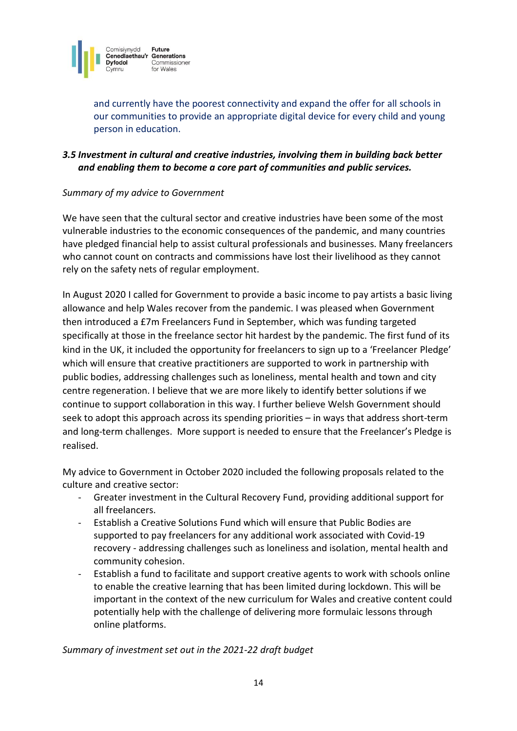and currently have the poorest connectivity and expand the offer for all schools in our communities to provide an appropriate digital device for every child and young person in education.

### *3.5 Investment in cultural and creative industries, involving them in building back better and enabling them to become a core part of communities and public services.*

*Summary of my advice to Government*

We have seen that the cultural sector and creative industries have been some of the most vulnerable industries to the economic consequences of the pandemic, and many countries have pledged financial help to assist cultural professionals and businesses. Many freelancers who cannot count on contracts and commissions have lost their livelihood as they cannot rely on the safety nets of regular employment.

In August 2020 I called for Government to provide a basic income to pay artists a basic living allowance and help Wales recover from the pandemic. I was pleased when Government then introduced a £7m Freelancers Fund in September, which was funding targeted specifically at those in the freelance sector hit hardest by the pandemic. The first fund of its kind in the UK, it included the opportunity for freelancers to sign up to a 'Freelancer Pledge' which will ensure that creative practitioners are supported to work in partnership with public bodies, addressing challenges such as loneliness, mental health and town and city centre regeneration. I believe that we are more likely to identify better solutions if we continue to support collaboration in this way. I further believe Welsh Government should seek to adopt this approach across its spending priorities – in ways that address short-term and long-term challenges. More support is needed to ensure that the Freelancer's Pledge is realised.

My advice to Government in October 2020 included the following proposals related to the culture and creative sector:

- Greater investment in the Cultural Recovery Fund, providing additional support for all freelancers.
- Establish a Creative Solutions Fund which will ensure that Public Bodies are supported to pay freelancers for any additional work associated with Covid-19 recovery - addressing challenges such as loneliness and isolation, mental health and community cohesion.
- Establish a fund to facilitate and support creative agents to work with schools online to enable the creative learning that has been limited during lockdown. This will be important in the context of the new curriculum for Wales and creative content could potentially help with the challenge of delivering more formulaic lessons through online platforms.

*Summary of investment set out in the 2021-22 draft budget*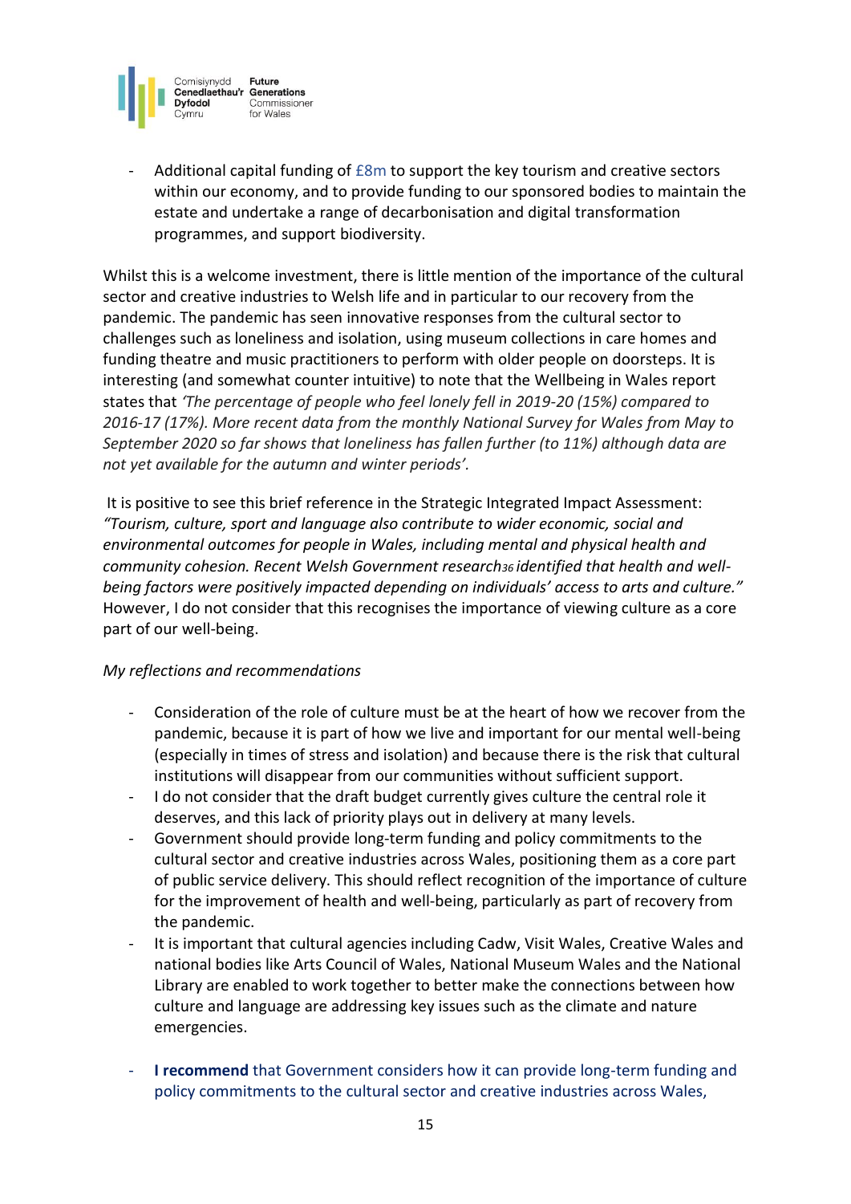- Additional capital funding of £8m to support the key tourism and creative sectors within our economy, and to provide funding to our sponsored bodies to maintain the estate and undertake a range of decarbonisation and digital transformation programmes, and support biodiversity.

Whilst this is a welcome investment, there is little mention of the importance of the cultural sector and creative industries to Welsh life and in particular to our recovery from the pandemic. The pandemic has seen innovative responses from the cultural sector to challenges such as loneliness and isolation, using museum collections in care homes and funding theatre and music practitioners to perform with older people on doorsteps. It is interesting (and somewhat counter intuitive) to note that the Wellbeing in Wales report states that *'The percentage of people who feel lonely fell in 2019-20 (15%) compared to 2016-17 (17%). More recent data from the monthly National Survey for Wales from May to September 2020 so far shows that loneliness has fallen further (to 11%) although data are not yet available for the autumn and winter periods'.*

It is positive to see this brief reference in the Strategic Integrated Impact Assessment: *"Tourism, culture, sport and language also contribute to wider economic, social and environmental outcomes for people in Wales, including mental and physical health and community cohesion. Recent Welsh Government research[36] identified that health and well-being factors were positively impacted depending on individuals' access to arts and culture."* However, I do not consider that this recognises the importance of viewing culture as a core part of our well-being.

*My reflections and recommendations*

- Consideration of the role of culture must be at the heart of how we recover from the pandemic, because it is part of how we live and important for our mental well-being (especially in times of stress and isolation) and because there is the risk that cultural institutions will disappear from our communities without sufficient support.
- I do not consider that the draft budget currently gives culture the central role it deserves, and this lack of priority plays out in delivery at many levels.
- Government should provide long-term funding and policy commitments to the cultural sector and creative industries across Wales, positioning them as a core part of public service delivery. This should reflect recognition of the importance of culture for the improvement of health and well-being, particularly as part of recovery from the pandemic.
- It is important that cultural agencies including Cadw, Visit Wales, Creative Wales and national bodies like Arts Council of Wales, National Museum Wales and the National Library are enabled to work together to better make the connections between how culture and language are addressing key issues such as the climate and nature emergencies.

- **I recommend** that Government considers how it can provide long-term funding and policy commitments to the cultural sector and creative industries across Wales,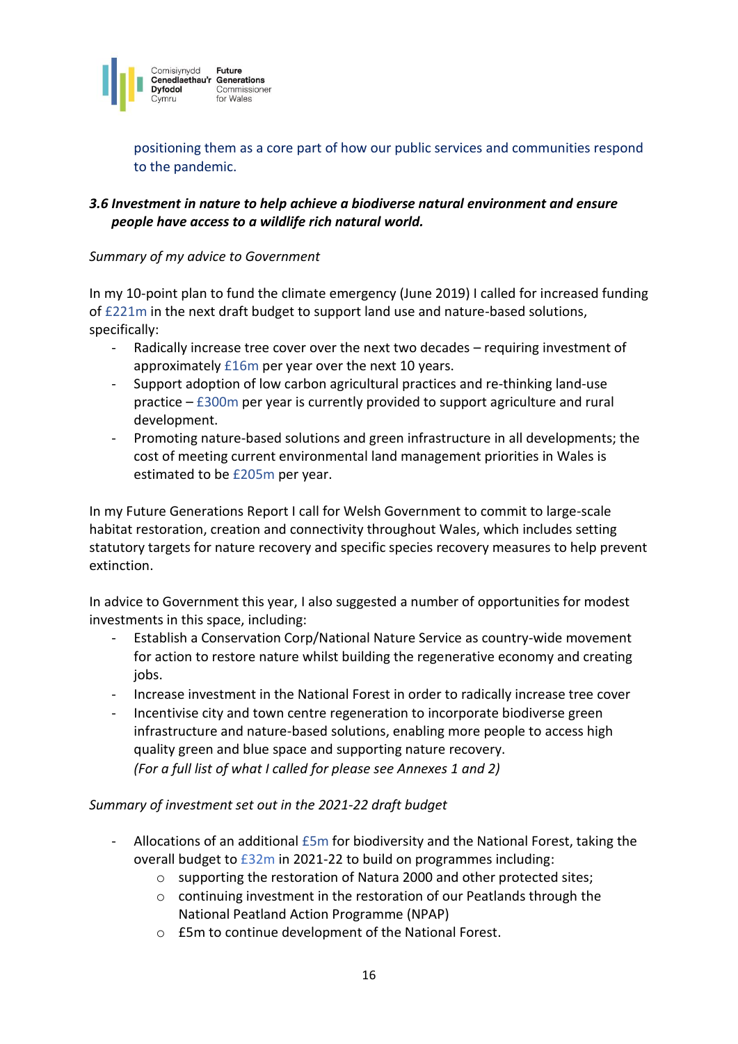positioning them as a core part of how our public services and communities respond to the pandemic.

### *3.6 Investment in nature to help achieve a biodiverse natural environment and ensure people have access to a wildlife rich natural world.*

*Summary of my advice to Government*

In my 10-point plan to fund the climate emergency (June 2019) I called for increased funding of £221m in the next draft budget to support land use and nature-based solutions, specifically:

- Radically increase tree cover over the next two decades – requiring investment of approximately £16m per year over the next 10 years.
- Support adoption of low carbon agricultural practices and re-thinking land-use practice – £300m per year is currently provided to support agriculture and rural development.
- Promoting nature-based solutions and green infrastructure in all developments; the cost of meeting current environmental land management priorities in Wales is estimated to be £205m per year.

In my Future Generations Report I call for Welsh Government to commit to large-scale habitat restoration, creation and connectivity throughout Wales, which includes setting statutory targets for nature recovery and specific species recovery measures to help prevent extinction.

In advice to Government this year, I also suggested a number of opportunities for modest investments in this space, including:

- Establish a Conservation Corp/National Nature Service as country-wide movement for action to restore nature whilst building the regenerative economy and creating jobs.
- Increase investment in the National Forest in order to radically increase tree cover
- Incentivise city and town centre regeneration to incorporate biodiverse green infrastructure and nature-based solutions, enabling more people to access high quality green and blue space and supporting nature recovery.
  *(For a full list of what I called for please see Annexes 1 and 2)*

*Summary of investment set out in the 2021-22 draft budget*

- Allocations of an additional £5m for biodiversity and the National Forest, taking the overall budget to £32m in 2021-22 to build on programmes including:
  - supporting the restoration of Natura 2000 and other protected sites;
  - continuing investment in the restoration of our Peatlands through the National Peatland Action Programme (NPAP)
  - £5m to continue development of the National Forest.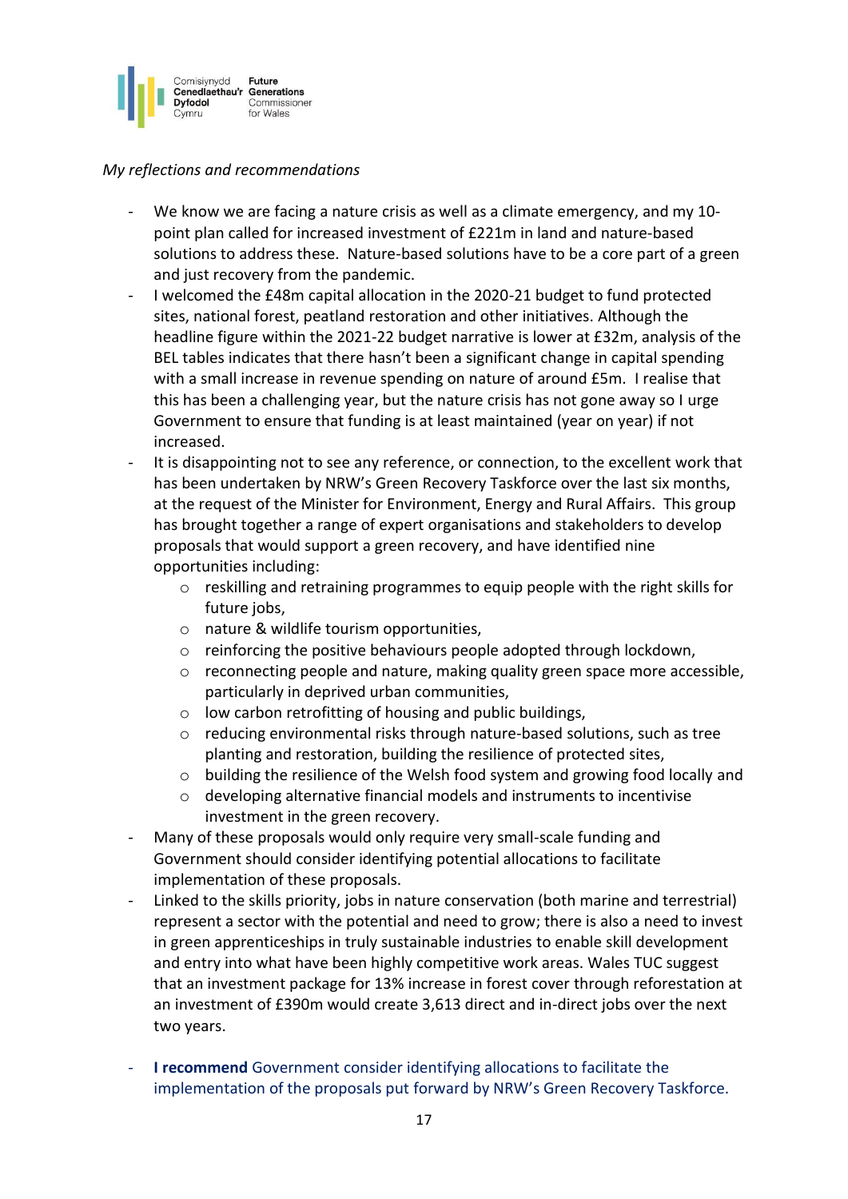*My reflections and recommendations*

- We know we are facing a nature crisis as well as a climate emergency, and my 10-point plan called for increased investment of £221m in land and nature-based solutions to address these. Nature-based solutions have to be a core part of a green and just recovery from the pandemic.
- I welcomed the £48m capital allocation in the 2020-21 budget to fund protected sites, national forest, peatland restoration and other initiatives. Although the headline figure within the 2021-22 budget narrative is lower at £32m, analysis of the BEL tables indicates that there hasn't been a significant change in capital spending with a small increase in revenue spending on nature of around £5m. I realise that this has been a challenging year, but the nature crisis has not gone away so I urge Government to ensure that funding is at least maintained (year on year) if not increased.
- It is disappointing not to see any reference, or connection, to the excellent work that has been undertaken by NRW's Green Recovery Taskforce over the last six months, at the request of the Minister for Environment, Energy and Rural Affairs. This group has brought together a range of expert organisations and stakeholders to develop proposals that would support a green recovery, and have identified nine opportunities including:
    - reskilling and retraining programmes to equip people with the right skills for future jobs,
    - nature & wildlife tourism opportunities,
    - reinforcing the positive behaviours people adopted through lockdown,
    - reconnecting people and nature, making quality green space more accessible, particularly in deprived urban communities,
    - low carbon retrofitting of housing and public buildings,
    - reducing environmental risks through nature-based solutions, such as tree planting and restoration, building the resilience of protected sites,
    - building the resilience of the Welsh food system and growing food locally and
    - developing alternative financial models and instruments to incentivise investment in the green recovery.
- Many of these proposals would only require very small-scale funding and Government should consider identifying potential allocations to facilitate implementation of these proposals.
- Linked to the skills priority, jobs in nature conservation (both marine and terrestrial) represent a sector with the potential and need to grow; there is also a need to invest in green apprenticeships in truly sustainable industries to enable skill development and entry into what have been highly competitive work areas. Wales TUC suggest that an investment package for 13% increase in forest cover through reforestation at an investment of £390m would create 3,613 direct and in-direct jobs over the next two years.

- **I recommend** Government consider identifying allocations to facilitate the implementation of the proposals put forward by NRW's Green Recovery Taskforce.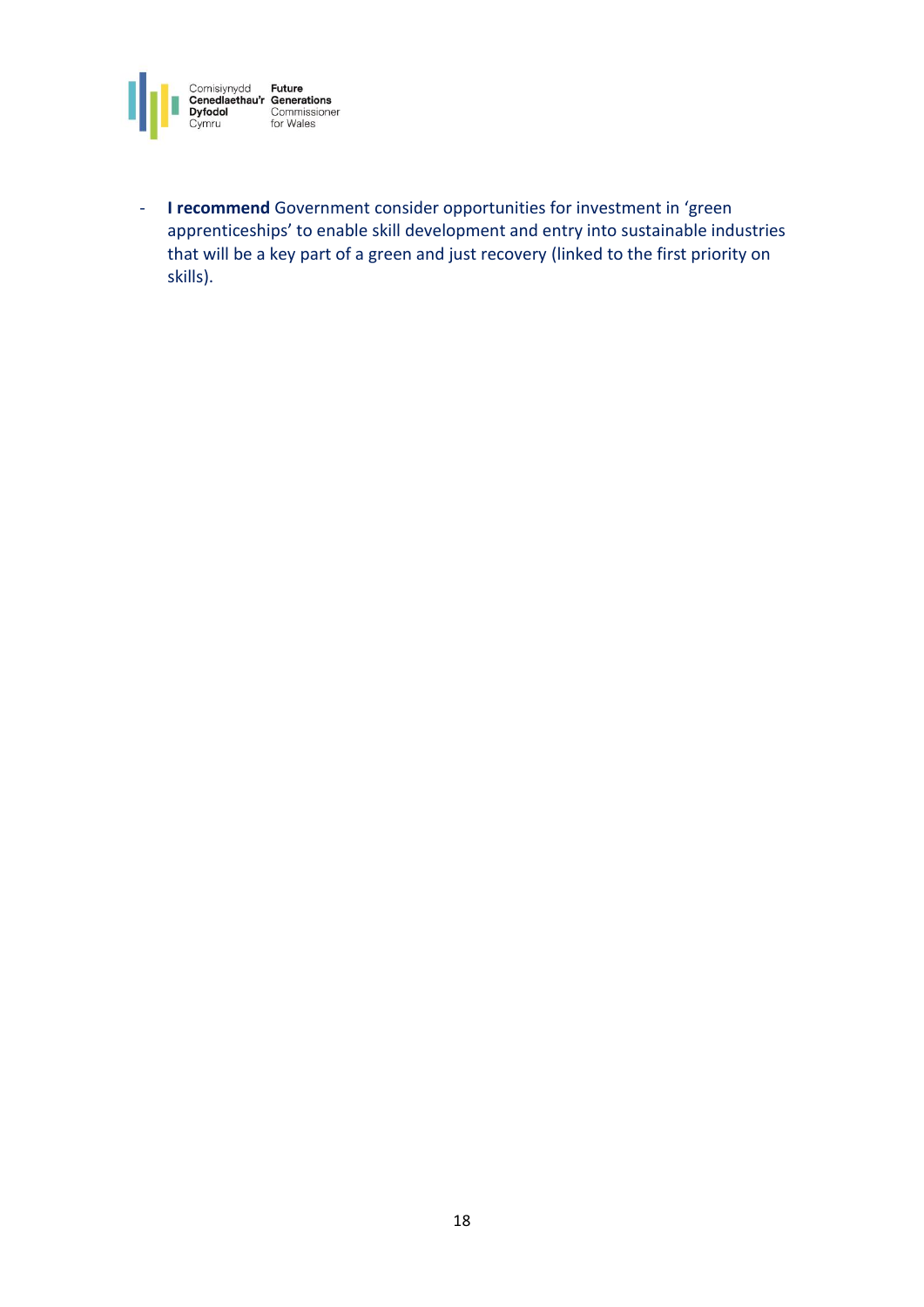- **I recommend** Government consider opportunities for investment in 'green apprenticeships' to enable skill development and entry into sustainable industries that will be a key part of a green and just recovery (linked to the first priority on skills).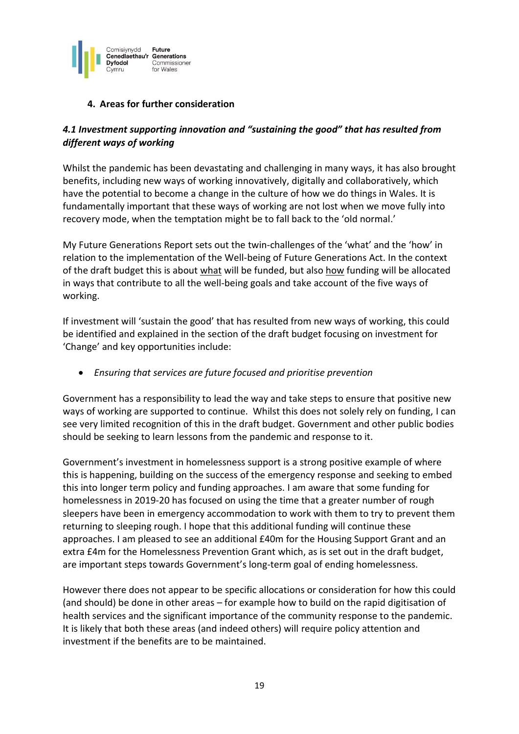## 4. Areas for further consideration

### *4.1 Investment supporting innovation and "sustaining the good" that has resulted from different ways of working*

Whilst the pandemic has been devastating and challenging in many ways, it has also brought benefits, including new ways of working innovatively, digitally and collaboratively, which have the potential to become a change in the culture of how we do things in Wales. It is fundamentally important that these ways of working are not lost when we move fully into recovery mode, when the temptation might be to fall back to the 'old normal.'

My Future Generations Report sets out the twin-challenges of the 'what' and the 'how' in relation to the implementation of the Well-being of Future Generations Act. In the context of the draft budget this is about <u>what</u> will be funded, but also <u>how</u> funding will be allocated in ways that contribute to all the well-being goals and take account of the five ways of working.

If investment will 'sustain the good' that has resulted from new ways of working, this could be identified and explained in the section of the draft budget focusing on investment for 'Change' and key opportunities include:

- *Ensuring that services are future focused and prioritise prevention*

Government has a responsibility to lead the way and take steps to ensure that positive new ways of working are supported to continue. Whilst this does not solely rely on funding, I can see very limited recognition of this in the draft budget. Government and other public bodies should be seeking to learn lessons from the pandemic and response to it.

Government's investment in homelessness support is a strong positive example of where this is happening, building on the success of the emergency response and seeking to embed this into longer term policy and funding approaches. I am aware that some funding for homelessness in 2019-20 has focused on using the time that a greater number of rough sleepers have been in emergency accommodation to work with them to try to prevent them returning to sleeping rough. I hope that this additional funding will continue these approaches. I am pleased to see an additional £40m for the Housing Support Grant and an extra £4m for the Homelessness Prevention Grant which, as is set out in the draft budget, are important steps towards Government's long-term goal of ending homelessness.

However there does not appear to be specific allocations or consideration for how this could (and should) be done in other areas – for example how to build on the rapid digitisation of health services and the significant importance of the community response to the pandemic. It is likely that both these areas (and indeed others) will require policy attention and investment if the benefits are to be maintained.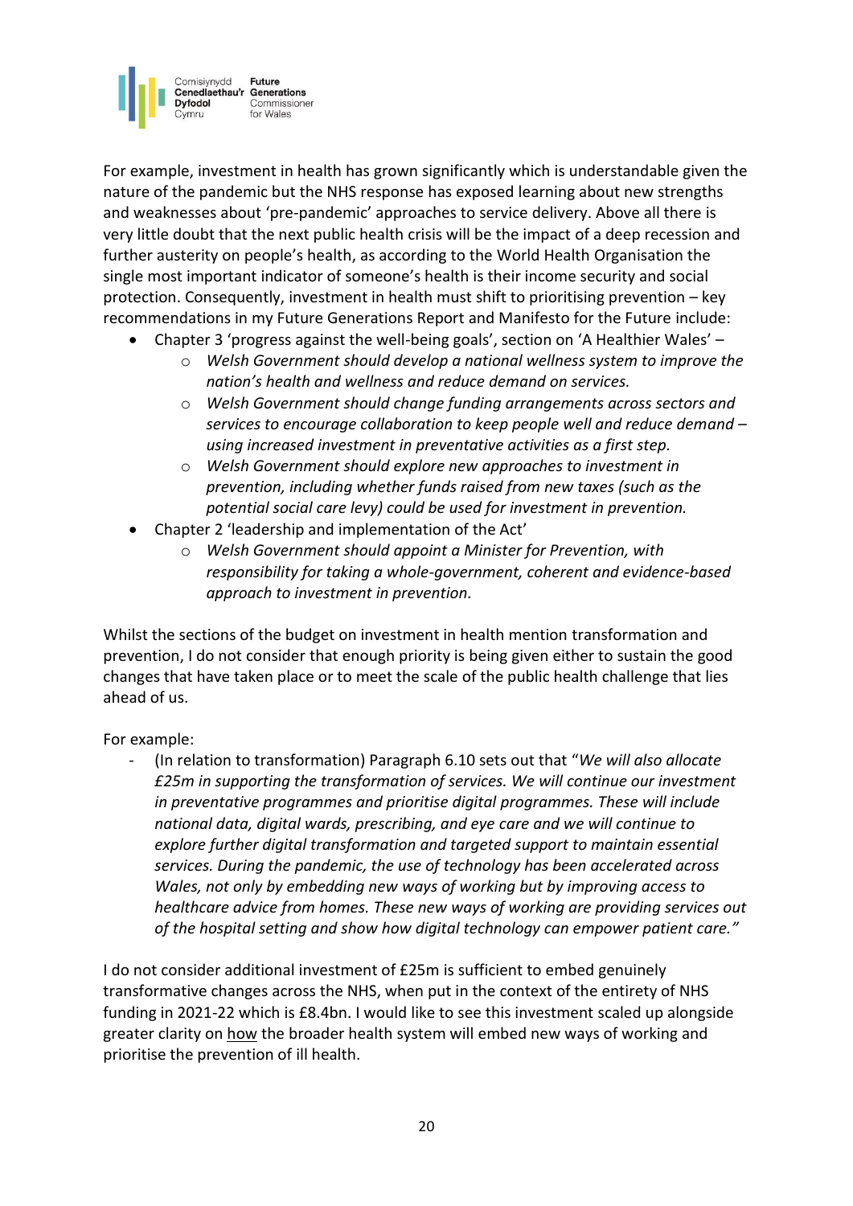For example, investment in health has grown significantly which is understandable given the nature of the pandemic but the NHS response has exposed learning about new strengths and weaknesses about 'pre-pandemic' approaches to service delivery. Above all there is very little doubt that the next public health crisis will be the impact of a deep recession and further austerity on people's health, as according to the World Health Organisation the single most important indicator of someone's health is their income security and social protection. Consequently, investment in health must shift to prioritising prevention – key recommendations in my Future Generations Report and Manifesto for the Future include:

- Chapter 3 'progress against the well-being goals', section on 'A Healthier Wales' –
    - *Welsh Government should develop a national wellness system to improve the nation's health and wellness and reduce demand on services.*
    - *Welsh Government should change funding arrangements across sectors and services to encourage collaboration to keep people well and reduce demand – using increased investment in preventative activities as a first step.*
    - *Welsh Government should explore new approaches to investment in prevention, including whether funds raised from new taxes (such as the potential social care levy) could be used for investment in prevention.*
- Chapter 2 'leadership and implementation of the Act'
    - *Welsh Government should appoint a Minister for Prevention, with responsibility for taking a whole-government, coherent and evidence-based approach to investment in prevention.*

Whilst the sections of the budget on investment in health mention transformation and prevention, I do not consider that enough priority is being given either to sustain the good changes that have taken place or to meet the scale of the public health challenge that lies ahead of us.

For example:

- (In relation to transformation) Paragraph 6.10 sets out that "*We will also allocate £25m in supporting the transformation of services. We will continue our investment in preventative programmes and prioritise digital programmes. These will include national data, digital wards, prescribing, and eye care and we will continue to explore further digital transformation and targeted support to maintain essential services. During the pandemic, the use of technology has been accelerated across Wales, not only by embedding new ways of working but by improving access to healthcare advice from homes. These new ways of working are providing services out of the hospital setting and show how digital technology can empower patient care.*"

I do not consider additional investment of £25m is sufficient to embed genuinely transformative changes across the NHS, when put in the context of the entirety of NHS funding in 2021-22 which is £8.4bn. I would like to see this investment scaled up alongside greater clarity on <u>how</u> the broader health system will embed new ways of working and prioritise the prevention of ill health.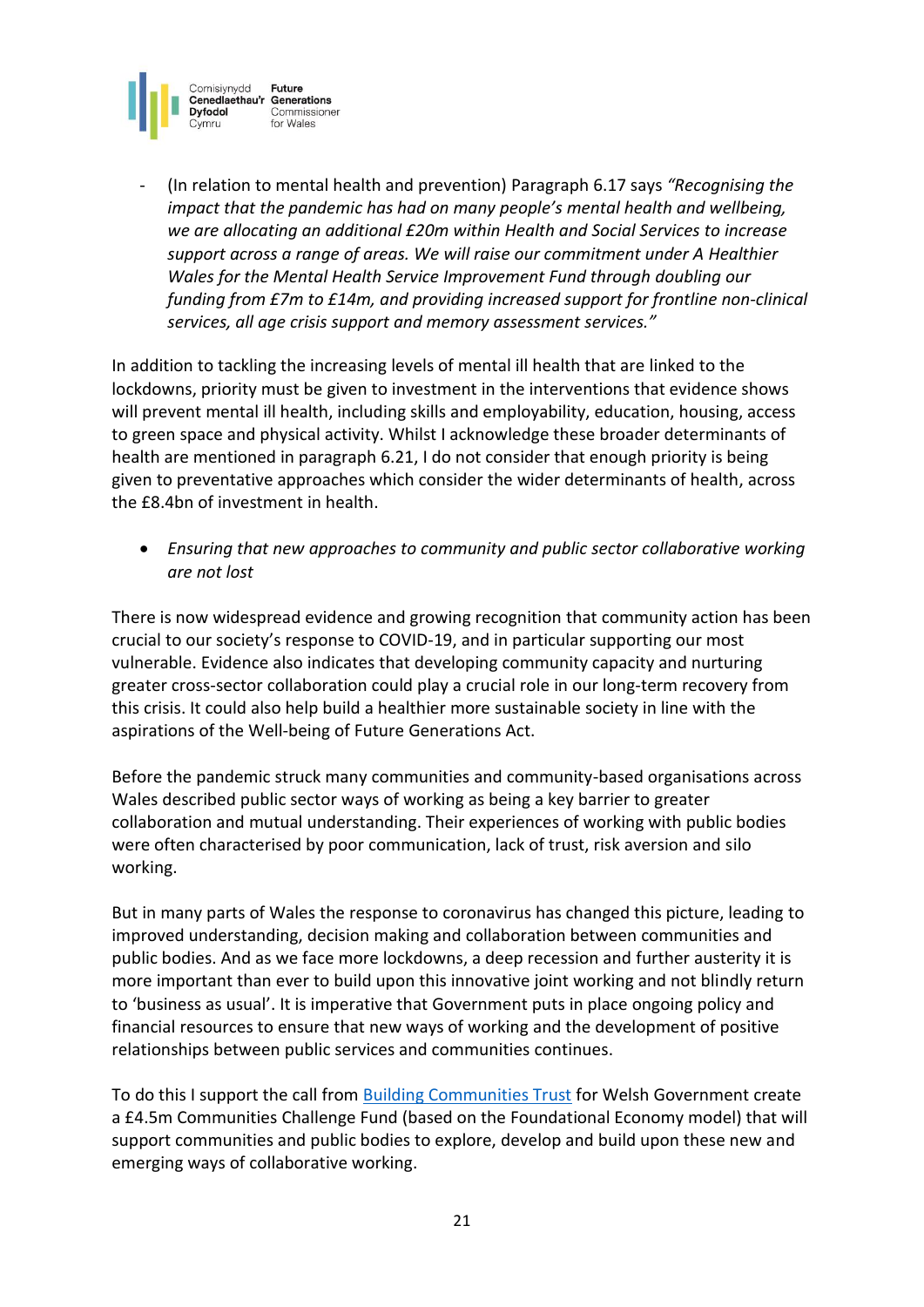- (In relation to mental health and prevention) Paragraph 6.17 says *"Recognising the impact that the pandemic has had on many people's mental health and wellbeing, we are allocating an additional £20m within Health and Social Services to increase support across a range of areas. We will raise our commitment under A Healthier Wales for the Mental Health Service Improvement Fund through doubling our funding from £7m to £14m, and providing increased support for frontline non-clinical services, all age crisis support and memory assessment services."*

In addition to tackling the increasing levels of mental ill health that are linked to the lockdowns, priority must be given to investment in the interventions that evidence shows will prevent mental ill health, including skills and employability, education, housing, access to green space and physical activity. Whilst I acknowledge these broader determinants of health are mentioned in paragraph 6.21, I do not consider that enough priority is being given to preventative approaches which consider the wider determinants of health, across the £8.4bn of investment in health.

- *Ensuring that new approaches to community and public sector collaborative working are not lost*

There is now widespread evidence and growing recognition that community action has been crucial to our society's response to COVID-19, and in particular supporting our most vulnerable. Evidence also indicates that developing community capacity and nurturing greater cross-sector collaboration could play a crucial role in our long-term recovery from this crisis. It could also help build a healthier more sustainable society in line with the aspirations of the Well-being of Future Generations Act.

Before the pandemic struck many communities and community-based organisations across Wales described public sector ways of working as being a key barrier to greater collaboration and mutual understanding. Their experiences of working with public bodies were often characterised by poor communication, lack of trust, risk aversion and silo working.

But in many parts of Wales the response to coronavirus has changed this picture, leading to improved understanding, decision making and collaboration between communities and public bodies. And as we face more lockdowns, a deep recession and further austerity it is more important than ever to build upon this innovative joint working and not blindly return to 'business as usual'. It is imperative that Government puts in place ongoing policy and financial resources to ensure that new ways of working and the development of positive relationships between public services and communities continues.

To do this I support the call from Building Communities Trust for Welsh Government create a £4.5m Communities Challenge Fund (based on the Foundational Economy model) that will support communities and public bodies to explore, develop and build upon these new and emerging ways of collaborative working.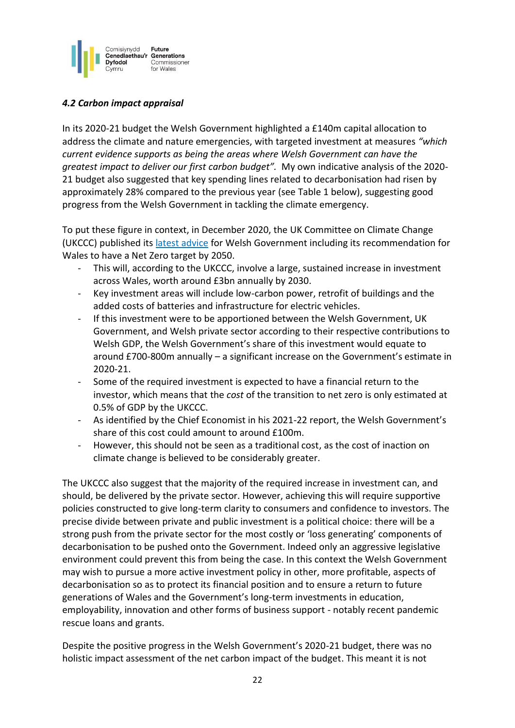### *4.2 Carbon impact appraisal*

In its 2020-21 budget the Welsh Government highlighted a £140m capital allocation to address the climate and nature emergencies, with targeted investment at measures *"which current evidence supports as being the areas where Welsh Government can have the greatest impact to deliver our first carbon budget".* My own indicative analysis of the 2020-21 budget also suggested that key spending lines related to decarbonisation had risen by approximately 28% compared to the previous year (see Table 1 below), suggesting good progress from the Welsh Government in tackling the climate emergency.

To put these figure in context, in December 2020, the UK Committee on Climate Change (UKCCC) published its [latest advice] for Welsh Government including its recommendation for Wales to have a Net Zero target by 2050.

- This will, according to the UKCCC, involve a large, sustained increase in investment across Wales, worth around £3bn annually by 2030.
- Key investment areas will include low-carbon power, retrofit of buildings and the added costs of batteries and infrastructure for electric vehicles.
- If this investment were to be apportioned between the Welsh Government, UK Government, and Welsh private sector according to their respective contributions to Welsh GDP, the Welsh Government's share of this investment would equate to around £700-800m annually – a significant increase on the Government's estimate in 2020-21.
- Some of the required investment is expected to have a financial return to the investor, which means that the *cost* of the transition to net zero is only estimated at 0.5% of GDP by the UKCCC.
- As identified by the Chief Economist in his 2021-22 report, the Welsh Government's share of this cost could amount to around £100m.
- However, this should not be seen as a traditional cost, as the cost of inaction on climate change is believed to be considerably greater.

The UKCCC also suggest that the majority of the required increase in investment can, and should, be delivered by the private sector. However, achieving this will require supportive policies constructed to give long-term clarity to consumers and confidence to investors. The precise divide between private and public investment is a political choice: there will be a strong push from the private sector for the most costly or 'loss generating' components of decarbonisation to be pushed onto the Government. Indeed only an aggressive legislative environment could prevent this from being the case. In this context the Welsh Government may wish to pursue a more active investment policy in other, more profitable, aspects of decarbonisation so as to protect its financial position and to ensure a return to future generations of Wales and the Government's long-term investments in education, employability, innovation and other forms of business support - notably recent pandemic rescue loans and grants.

Despite the positive progress in the Welsh Government's 2020-21 budget, there was no holistic impact assessment of the net carbon impact of the budget. This meant it is not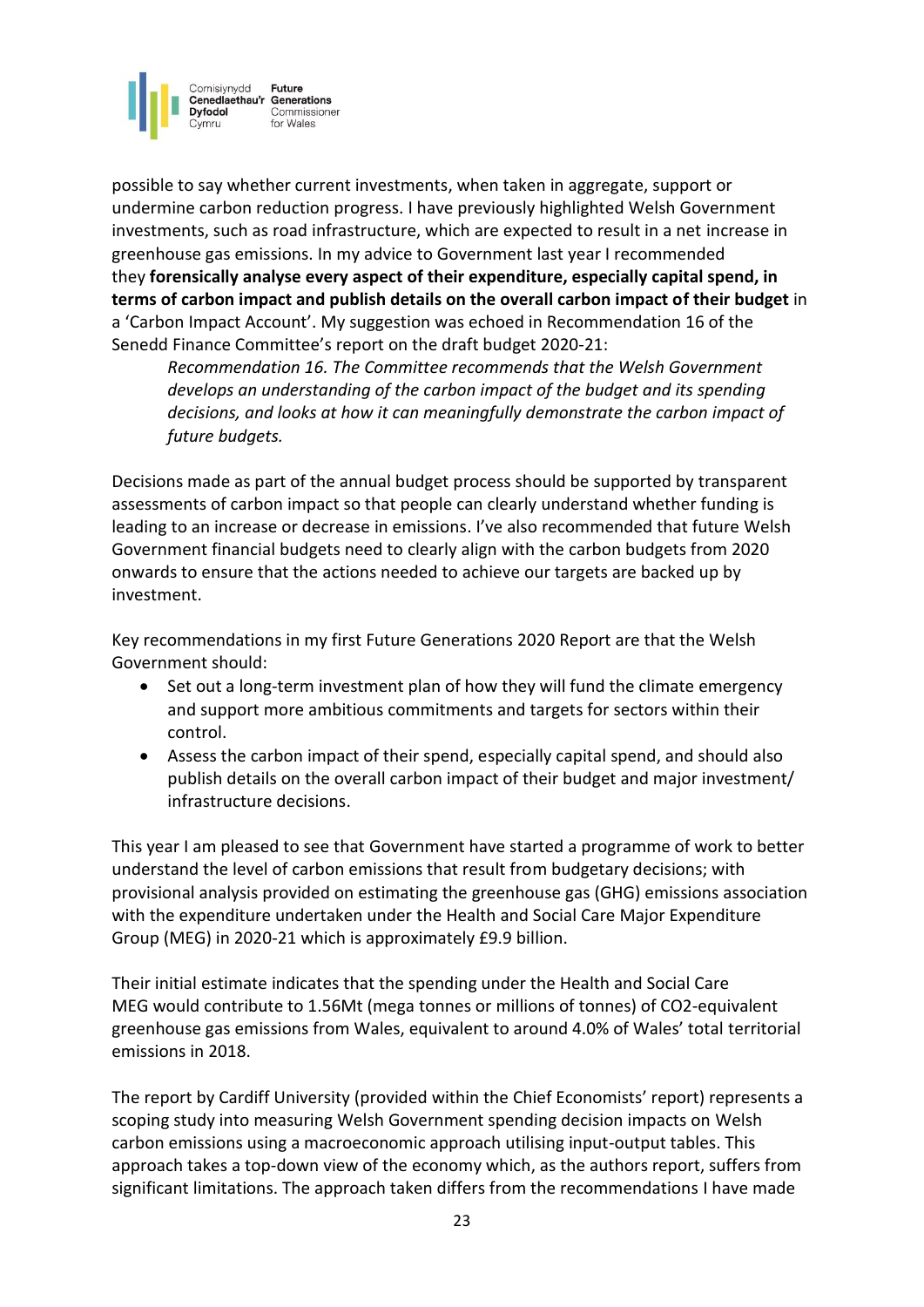possible to say whether current investments, when taken in aggregate, support or undermine carbon reduction progress. I have previously highlighted Welsh Government investments, such as road infrastructure, which are expected to result in a net increase in greenhouse gas emissions. In my advice to Government last year I recommended they **forensically analyse every aspect of their expenditure, especially capital spend, in terms of carbon impact and publish details on the overall carbon impact of their budget** in a 'Carbon Impact Account'. My suggestion was echoed in Recommendation 16 of the Senedd Finance Committee's report on the draft budget 2020-21:

> *Recommendation 16. The Committee recommends that the Welsh Government develops an understanding of the carbon impact of the budget and its spending decisions, and looks at how it can meaningfully demonstrate the carbon impact of future budgets.*

Decisions made as part of the annual budget process should be supported by transparent assessments of carbon impact so that people can clearly understand whether funding is leading to an increase or decrease in emissions. I've also recommended that future Welsh Government financial budgets need to clearly align with the carbon budgets from 2020 onwards to ensure that the actions needed to achieve our targets are backed up by investment.

Key recommendations in my first Future Generations 2020 Report are that the Welsh Government should:

- Set out a long-term investment plan of how they will fund the climate emergency and support more ambitious commitments and targets for sectors within their control.
- Assess the carbon impact of their spend, especially capital spend, and should also publish details on the overall carbon impact of their budget and major investment/ infrastructure decisions.

This year I am pleased to see that Government have started a programme of work to better understand the level of carbon emissions that result from budgetary decisions; with provisional analysis provided on estimating the greenhouse gas (GHG) emissions association with the expenditure undertaken under the Health and Social Care Major Expenditure Group (MEG) in 2020-21 which is approximately £9.9 billion.

Their initial estimate indicates that the spending under the Health and Social Care MEG would contribute to 1.56Mt (mega tonnes or millions of tonnes) of $CO_2$-equivalent greenhouse gas emissions from Wales, equivalent to around 4.0% of Wales' total territorial emissions in 2018.

The report by Cardiff University (provided within the Chief Economists' report) represents a scoping study into measuring Welsh Government spending decision impacts on Welsh carbon emissions using a macroeconomic approach utilising input-output tables. This approach takes a top-down view of the economy which, as the authors report, suffers from significant limitations. The approach taken differs from the recommendations I have made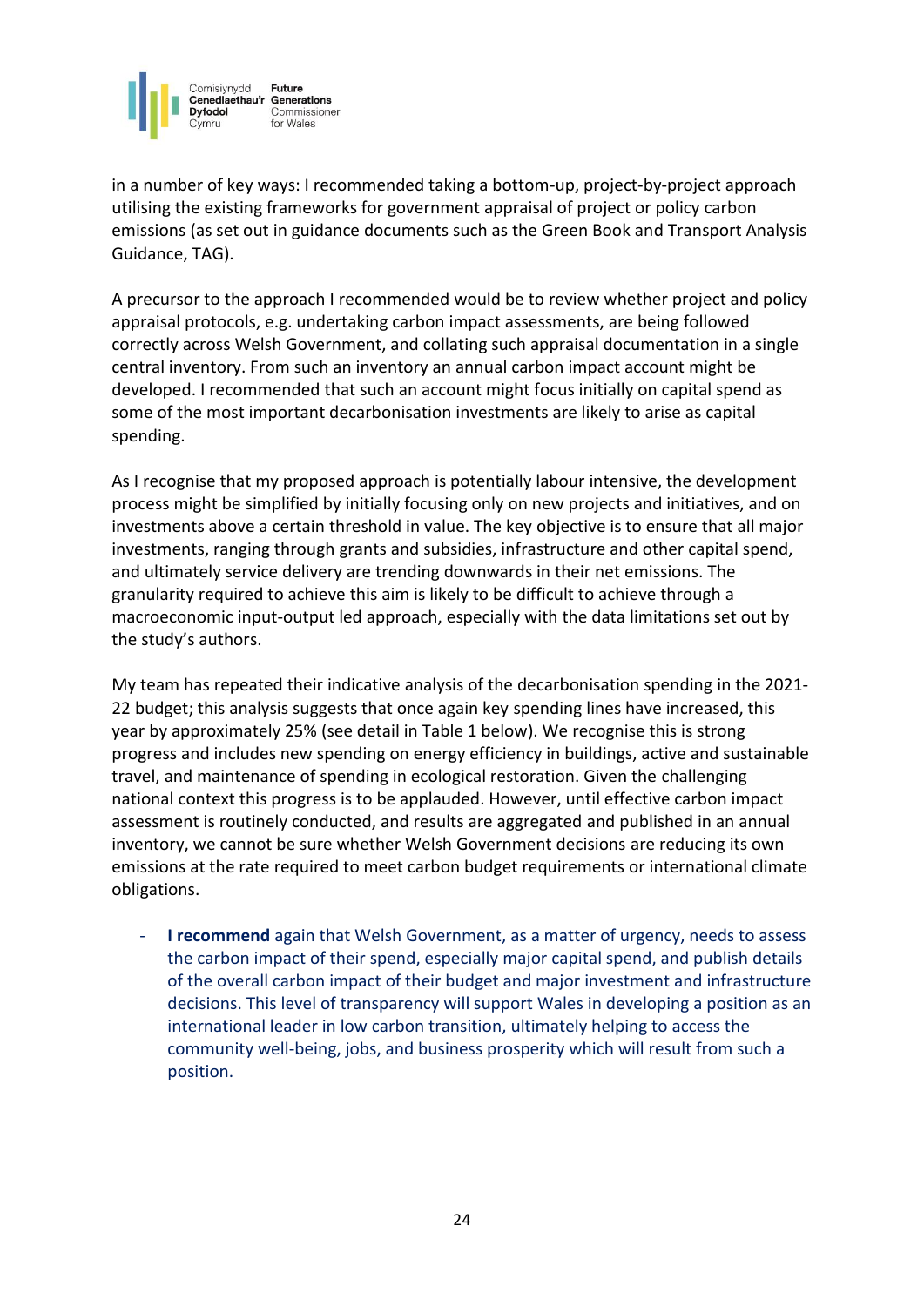in a number of key ways: I recommended taking a bottom-up, project-by-project approach utilising the existing frameworks for government appraisal of project or policy carbon emissions (as set out in guidance documents such as the Green Book and Transport Analysis Guidance, TAG).

A precursor to the approach I recommended would be to review whether project and policy appraisal protocols, e.g. undertaking carbon impact assessments, are being followed correctly across Welsh Government, and collating such appraisal documentation in a single central inventory. From such an inventory an annual carbon impact account might be developed. I recommended that such an account might focus initially on capital spend as some of the most important decarbonisation investments are likely to arise as capital spending.

As I recognise that my proposed approach is potentially labour intensive, the development process might be simplified by initially focusing only on new projects and initiatives, and on investments above a certain threshold in value. The key objective is to ensure that all major investments, ranging through grants and subsidies, infrastructure and other capital spend, and ultimately service delivery are trending downwards in their net emissions. The granularity required to achieve this aim is likely to be difficult to achieve through a macroeconomic input-output led approach, especially with the data limitations set out by the study's authors.

My team has repeated their indicative analysis of the decarbonisation spending in the 2021-22 budget; this analysis suggests that once again key spending lines have increased, this year by approximately 25% (see detail in Table 1 below). We recognise this is strong progress and includes new spending on energy efficiency in buildings, active and sustainable travel, and maintenance of spending in ecological restoration. Given the challenging national context this progress is to be applauded. However, until effective carbon impact assessment is routinely conducted, and results are aggregated and published in an annual inventory, we cannot be sure whether Welsh Government decisions are reducing its own emissions at the rate required to meet carbon budget requirements or international climate obligations.

- **I recommend** again that Welsh Government, as a matter of urgency, needs to assess the carbon impact of their spend, especially major capital spend, and publish details of the overall carbon impact of their budget and major investment and infrastructure decisions. This level of transparency will support Wales in developing a position as an international leader in low carbon transition, ultimately helping to access the community well-being, jobs, and business prosperity which will result from such a position.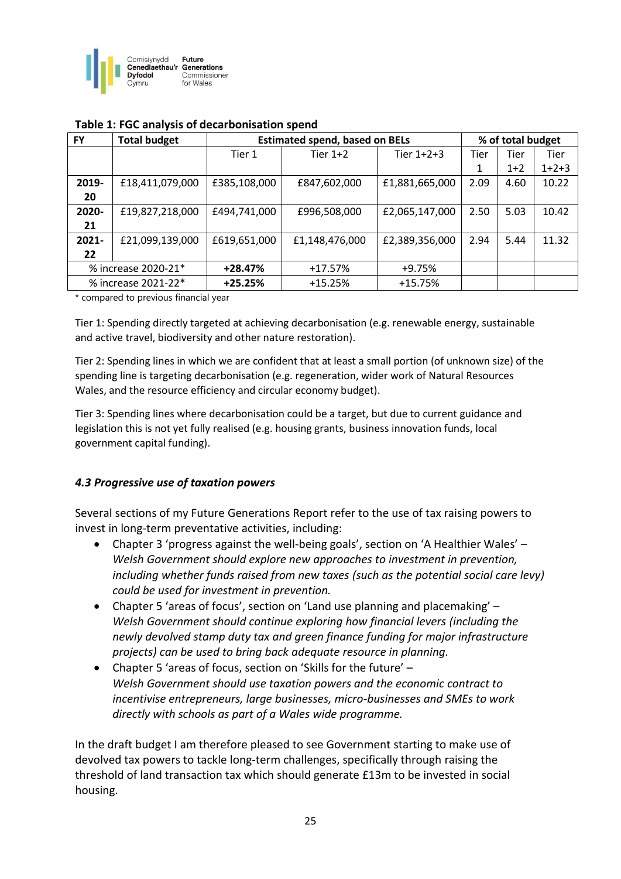**Table 1: FGC analysis of decarbonisation spend**

| FY | Total budget | Estimated spend, based on BELs | | | % of total budget | | |
|---|---|---|---|---|---|---|---|
| | | Tier 1 | Tier 1+2 | Tier 1+2+3 | Tier 1 | Tier 1+2 | Tier 1+2+3 |
| **2019-20** | £18,411,079,000 | £385,108,000 | £847,602,000 | £1,881,665,000 | 2.09 | 4.60 | 10.22 |
| **2020-21** | £19,827,218,000 | £494,741,000 | £996,508,000 | £2,065,147,000 | 2.50 | 5.03 | 10.42 |
| **2021-22** | £21,099,139,000 | £619,651,000 | £1,148,476,000 | £2,389,356,000 | 2.94 | 5.44 | 11.32 |
| % increase 2020-21* | | **+28.47%** | +17.57% | +9.75% | | | |
| % increase 2021-22* | | **+25.25%** | +15.25% | +15.75% | | | |

\* compared to previous financial year

Tier 1: Spending directly targeted at achieving decarbonisation (e.g. renewable energy, sustainable and active travel, biodiversity and other nature restoration).

Tier 2: Spending lines in which we are confident that at least a small portion (of unknown size) of the spending line is targeting decarbonisation (e.g. regeneration, wider work of Natural Resources Wales, and the resource efficiency and circular economy budget).

Tier 3: Spending lines where decarbonisation could be a target, but due to current guidance and legislation this is not yet fully realised (e.g. housing grants, business innovation funds, local government capital funding).

### *4.3 Progressive use of taxation powers*

Several sections of my Future Generations Report refer to the use of tax raising powers to invest in long-term preventative activities, including:

- Chapter 3 'progress against the well-being goals', section on 'A Healthier Wales' – *Welsh Government should explore new approaches to investment in prevention, including whether funds raised from new taxes (such as the potential social care levy) could be used for investment in prevention.*
- Chapter 5 'areas of focus', section on 'Land use planning and placemaking' – *Welsh Government should continue exploring how financial levers (including the newly devolved stamp duty tax and green finance funding for major infrastructure projects) can be used to bring back adequate resource in planning.*
- Chapter 5 'areas of focus, section on 'Skills for the future' – *Welsh Government should use taxation powers and the economic contract to incentivise entrepreneurs, large businesses, micro-businesses and SMEs to work directly with schools as part of a Wales wide programme.*

In the draft budget I am therefore pleased to see Government starting to make use of devolved tax powers to tackle long-term challenges, specifically through raising the threshold of land transaction tax which should generate £13m to be invested in social housing.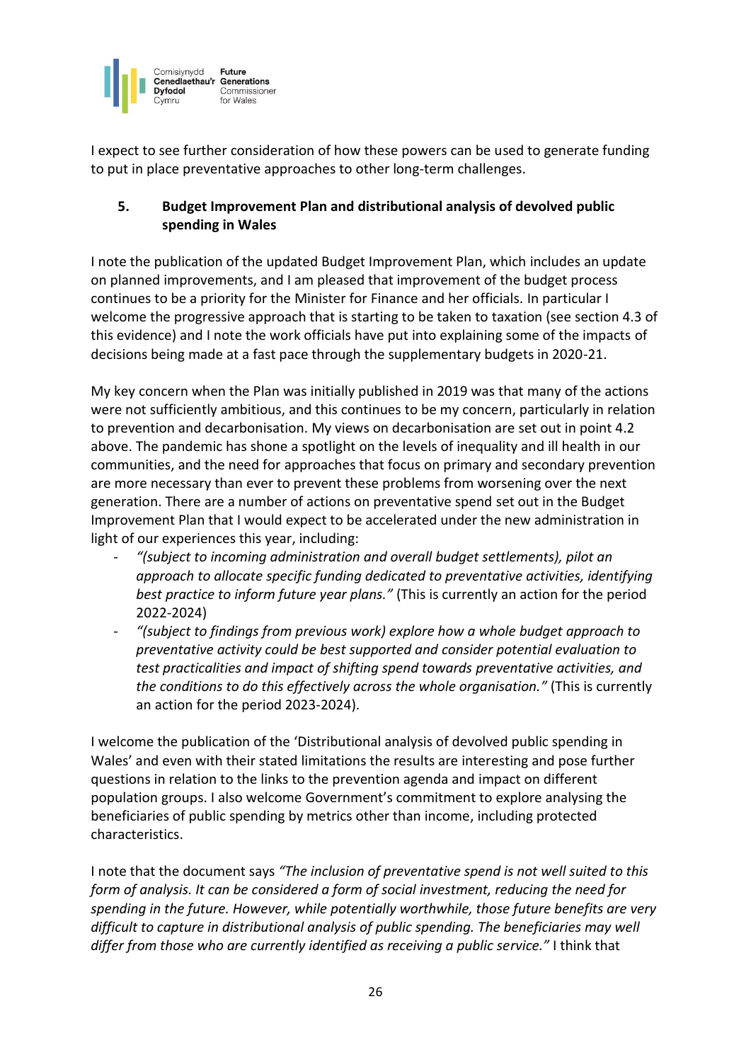I expect to see further consideration of how these powers can be used to generate funding to put in place preventative approaches to other long-term challenges.

## 5. Budget Improvement Plan and distributional analysis of devolved public spending in Wales

I note the publication of the updated Budget Improvement Plan, which includes an update on planned improvements, and I am pleased that improvement of the budget process continues to be a priority for the Minister for Finance and her officials. In particular I welcome the progressive approach that is starting to be taken to taxation (see section 4.3 of this evidence) and I note the work officials have put into explaining some of the impacts of decisions being made at a fast pace through the supplementary budgets in 2020-21.

My key concern when the Plan was initially published in 2019 was that many of the actions were not sufficiently ambitious, and this continues to be my concern, particularly in relation to prevention and decarbonisation. My views on decarbonisation are set out in point 4.2 above. The pandemic has shone a spotlight on the levels of inequality and ill health in our communities, and the need for approaches that focus on primary and secondary prevention are more necessary than ever to prevent these problems from worsening over the next generation. There are a number of actions on preventative spend set out in the Budget Improvement Plan that I would expect to be accelerated under the new administration in light of our experiences this year, including:

- *"(subject to incoming administration and overall budget settlements), pilot an approach to allocate specific funding dedicated to preventative activities, identifying best practice to inform future year plans."* (This is currently an action for the period 2022-2024)
- *"(subject to findings from previous work) explore how a whole budget approach to preventative activity could be best supported and consider potential evaluation to test practicalities and impact of shifting spend towards preventative activities, and the conditions to do this effectively across the whole organisation."* (This is currently an action for the period 2023-2024).

I welcome the publication of the 'Distributional analysis of devolved public spending in Wales' and even with their stated limitations the results are interesting and pose further questions in relation to the links to the prevention agenda and impact on different population groups. I also welcome Government's commitment to explore analysing the beneficiaries of public spending by metrics other than income, including protected characteristics.

I note that the document says *"The inclusion of preventative spend is not well suited to this form of analysis. It can be considered a form of social investment, reducing the need for spending in the future. However, while potentially worthwhile, those future benefits are very difficult to capture in distributional analysis of public spending. The beneficiaries may well differ from those who are currently identified as receiving a public service."* I think that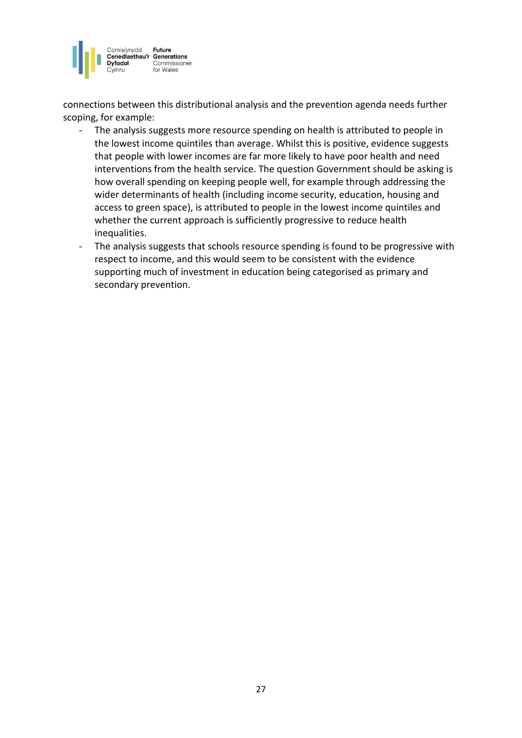connections between this distributional analysis and the prevention agenda needs further scoping, for example:

- The analysis suggests more resource spending on health is attributed to people in the lowest income quintiles than average. Whilst this is positive, evidence suggests that people with lower incomes are far more likely to have poor health and need interventions from the health service. The question Government should be asking is how overall spending on keeping people well, for example through addressing the wider determinants of health (including income security, education, housing and access to green space), is attributed to people in the lowest income quintiles and whether the current approach is sufficiently progressive to reduce health inequalities.
- The analysis suggests that schools resource spending is found to be progressive with respect to income, and this would seem to be consistent with the evidence supporting much of investment in education being categorised as primary and secondary prevention.